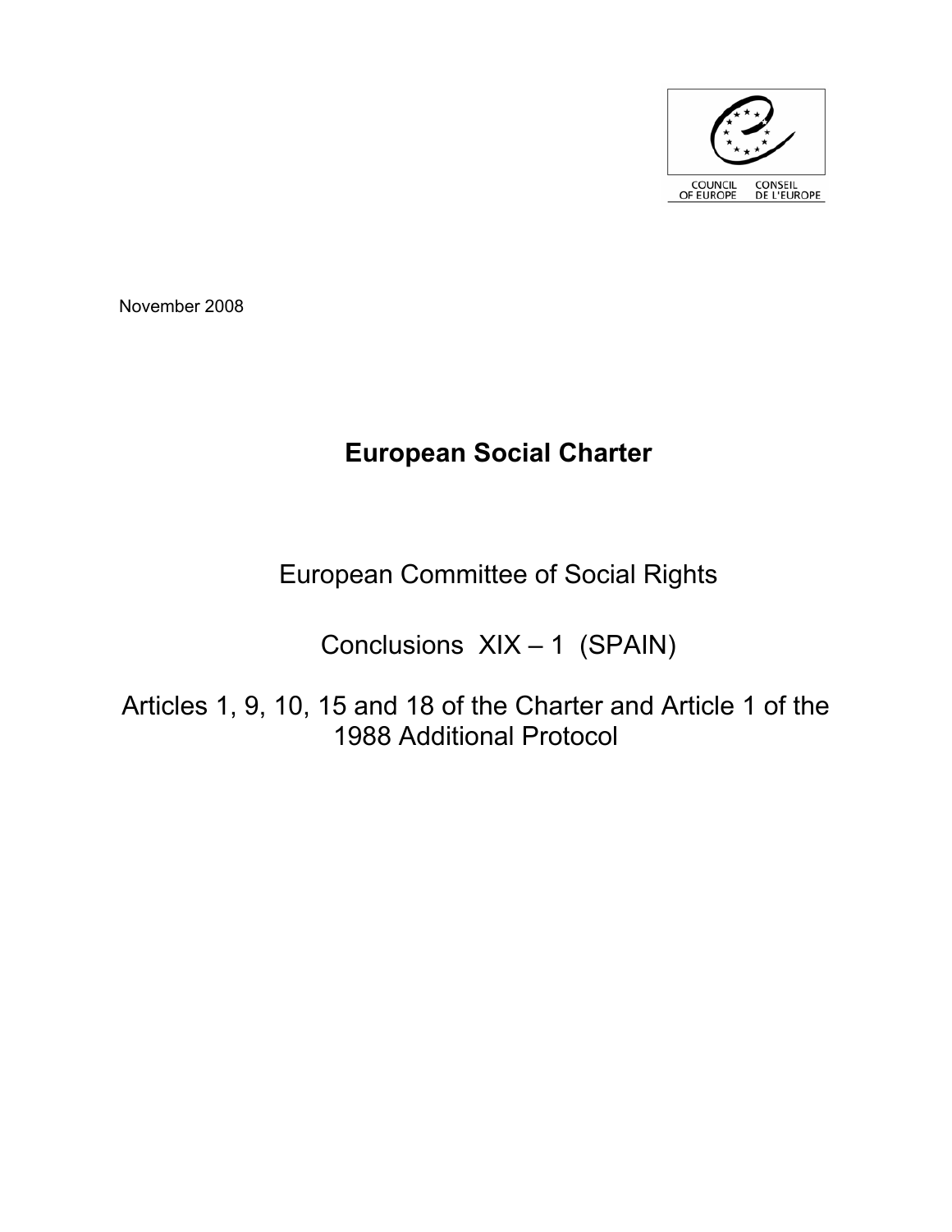COUNCIL OF EUROPE CONSEIL DE L'EUROPE

November 2008

# European Social Charter

## European Committee of Social Rights

## Conclusions XIX – 1 (SPAIN)

## Articles 1, 9, 10, 15 and 18 of the Charter and Article 1 of the 1988 Additional Protocol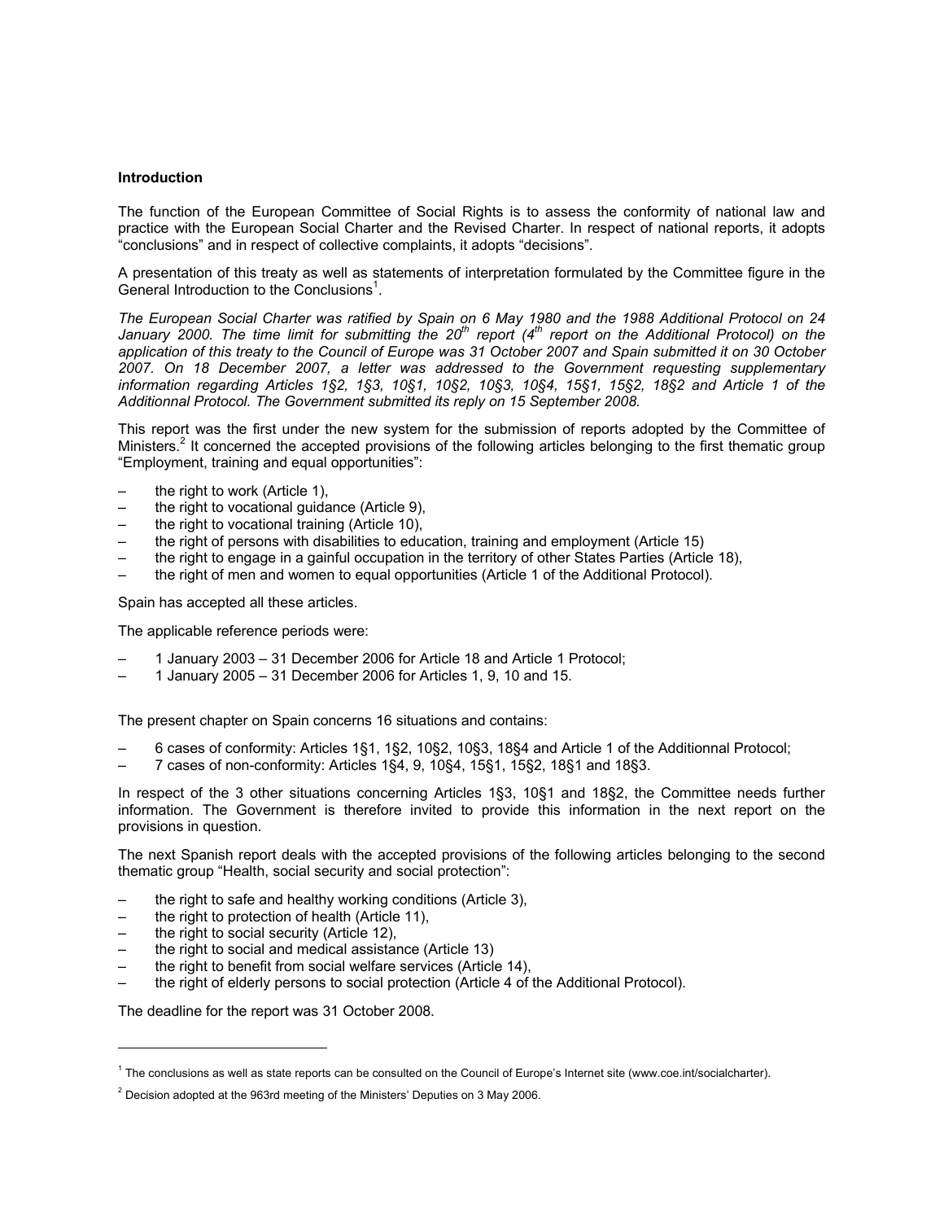**Introduction**

The function of the European Committee of Social Rights is to assess the conformity of national law and practice with the European Social Charter and the Revised Charter. In respect of national reports, it adopts "conclusions" and in respect of collective complaints, it adopts "decisions".

A presentation of this treaty as well as statements of interpretation formulated by the Committee figure in the General Introduction to the Conclusions[1].

*The European Social Charter was ratified by Spain on 6 May 1980 and the 1988 Additional Protocol on 24 January 2000. The time limit for submitting the 20th report (4th report on the Additional Protocol) on the application of this treaty to the Council of Europe was 31 October 2007 and Spain submitted it on 30 October 2007. On 18 December 2007, a letter was addressed to the Government requesting supplementary information regarding Articles 1§2, 1§3, 10§1, 10§2, 10§3, 10§4, 15§1, 15§2, 18§2 and Article 1 of the Additionnal Protocol. The Government submitted its reply on 15 September 2008.*

This report was the first under the new system for the submission of reports adopted by the Committee of Ministers.[2] It concerned the accepted provisions of the following articles belonging to the first thematic group "Employment, training and equal opportunities":

- the right to work (Article 1),
- the right to vocational guidance (Article 9),
- the right to vocational training (Article 10),
- the right of persons with disabilities to education, training and employment (Article 15)
- the right to engage in a gainful occupation in the territory of other States Parties (Article 18),
- the right of men and women to equal opportunities (Article 1 of the Additional Protocol).

Spain has accepted all these articles.

The applicable reference periods were:

- 1 January 2003 – 31 December 2006 for Article 18 and Article 1 Protocol;
- 1 January 2005 – 31 December 2006 for Articles 1, 9, 10 and 15.

The present chapter on Spain concerns 16 situations and contains:

- 6 cases of conformity: Articles 1§1, 1§2, 10§2, 10§3, 18§4 and Article 1 of the Additionnal Protocol;
- 7 cases of non-conformity: Articles 1§4, 9, 10§4, 15§1, 15§2, 18§1 and 18§3.

In respect of the 3 other situations concerning Articles 1§3, 10§1 and 18§2, the Committee needs further information. The Government is therefore invited to provide this information in the next report on the provisions in question.

The next Spanish report deals with the accepted provisions of the following articles belonging to the second thematic group "Health, social security and social protection":

- the right to safe and healthy working conditions (Article 3),
- the right to protection of health (Article 11),
- the right to social security (Article 12),
- the right to social and medical assistance (Article 13)
- the right to benefit from social welfare services (Article 14),
- the right of elderly persons to social protection (Article 4 of the Additional Protocol).

The deadline for the report was 31 October 2008.

---

[1] The conclusions as well as state reports can be consulted on the Council of Europe's Internet site (www.coe.int/socialcharter).

[2] Decision adopted at the 963rd meeting of the Ministers' Deputies on 3 May 2006.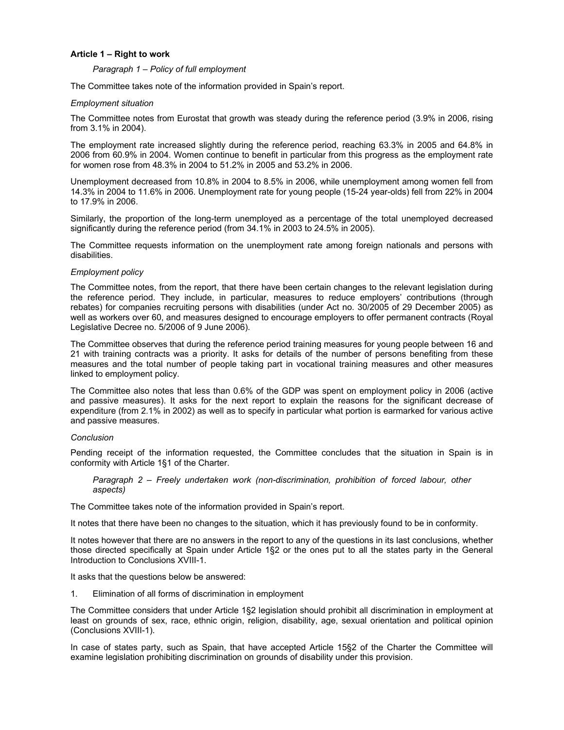### Article 1 – Right to work

*Paragraph 1 – Policy of full employment*

The Committee takes note of the information provided in Spain's report.

*Employment situation*

The Committee notes from Eurostat that growth was steady during the reference period (3.9% in 2006, rising from 3.1% in 2004).

The employment rate increased slightly during the reference period, reaching 63.3% in 2005 and 64.8% in 2006 from 60.9% in 2004. Women continue to benefit in particular from this progress as the employment rate for women rose from 48.3% in 2004 to 51.2% in 2005 and 53.2% in 2006.

Unemployment decreased from 10.8% in 2004 to 8.5% in 2006, while unemployment among women fell from 14.3% in 2004 to 11.6% in 2006. Unemployment rate for young people (15-24 year-olds) fell from 22% in 2004 to 17.9% in 2006.

Similarly, the proportion of the long-term unemployed as a percentage of the total unemployed decreased significantly during the reference period (from 34.1% in 2003 to 24.5% in 2005).

The Committee requests information on the unemployment rate among foreign nationals and persons with disabilities.

*Employment policy*

The Committee notes, from the report, that there have been certain changes to the relevant legislation during the reference period. They include, in particular, measures to reduce employers' contributions (through rebates) for companies recruiting persons with disabilities (under Act no. 30/2005 of 29 December 2005) as well as workers over 60, and measures designed to encourage employers to offer permanent contracts (Royal Legislative Decree no. 5/2006 of 9 June 2006).

The Committee observes that during the reference period training measures for young people between 16 and 21 with training contracts was a priority. It asks for details of the number of persons benefiting from these measures and the total number of people taking part in vocational training measures and other measures linked to employment policy.

The Committee also notes that less than 0.6% of the GDP was spent on employment policy in 2006 (active and passive measures). It asks for the next report to explain the reasons for the significant decrease of expenditure (from 2.1% in 2002) as well as to specify in particular what portion is earmarked for various active and passive measures.

*Conclusion*

Pending receipt of the information requested, the Committee concludes that the situation in Spain is in conformity with Article 1§1 of the Charter.

*Paragraph 2 – Freely undertaken work (non-discrimination, prohibition of forced labour, other aspects)*

The Committee takes note of the information provided in Spain's report.

It notes that there have been no changes to the situation, which it has previously found to be in conformity.

It notes however that there are no answers in the report to any of the questions in its last conclusions, whether those directed specifically at Spain under Article 1§2 or the ones put to all the states party in the General Introduction to Conclusions XVIII-1.

It asks that the questions below be answered:

1. Elimination of all forms of discrimination in employment

The Committee considers that under Article 1§2 legislation should prohibit all discrimination in employment at least on grounds of sex, race, ethnic origin, religion, disability, age, sexual orientation and political opinion (Conclusions XVIII-1).

In case of states party, such as Spain, that have accepted Article 15§2 of the Charter the Committee will examine legislation prohibiting discrimination on grounds of disability under this provision.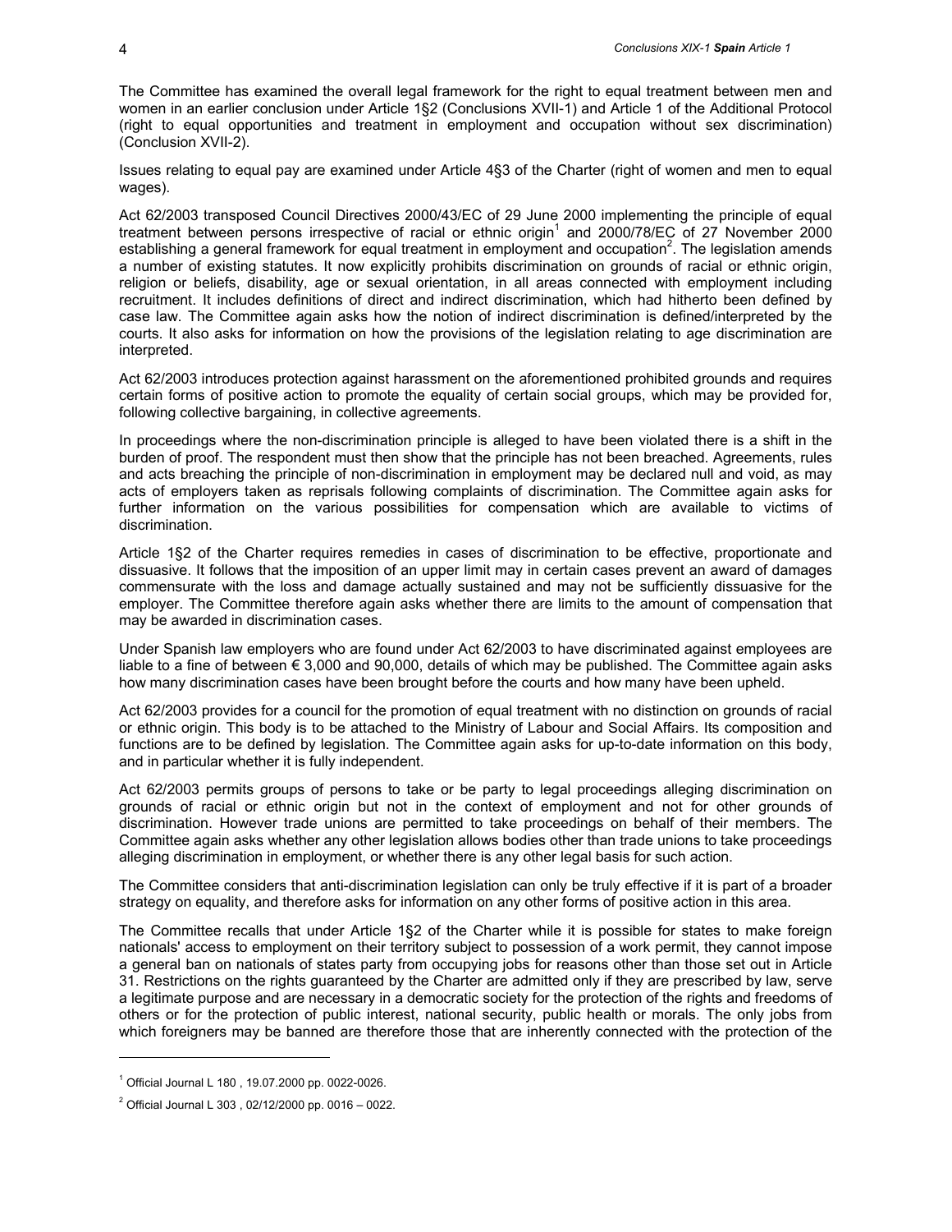The Committee has examined the overall legal framework for the right to equal treatment between men and women in an earlier conclusion under Article 1§2 (Conclusions XVII-1) and Article 1 of the Additional Protocol (right to equal opportunities and treatment in employment and occupation without sex discrimination) (Conclusion XVII-2).

Issues relating to equal pay are examined under Article 4§3 of the Charter (right of women and men to equal wages).

Act 62/2003 transposed Council Directives 2000/43/EC of 29 June 2000 implementing the principle of equal treatment between persons irrespective of racial or ethnic origin[1] and 2000/78/EC of 27 November 2000 establishing a general framework for equal treatment in employment and occupation[2]. The legislation amends a number of existing statutes. It now explicitly prohibits discrimination on grounds of racial or ethnic origin, religion or beliefs, disability, age or sexual orientation, in all areas connected with employment including recruitment. It includes definitions of direct and indirect discrimination, which had hitherto been defined by case law. The Committee again asks how the notion of indirect discrimination is defined/interpreted by the courts. It also asks for information on how the provisions of the legislation relating to age discrimination are interpreted.

Act 62/2003 introduces protection against harassment on the aforementioned prohibited grounds and requires certain forms of positive action to promote the equality of certain social groups, which may be provided for, following collective bargaining, in collective agreements.

In proceedings where the non-discrimination principle is alleged to have been violated there is a shift in the burden of proof. The respondent must then show that the principle has not been breached. Agreements, rules and acts breaching the principle of non-discrimination in employment may be declared null and void, as may acts of employers taken as reprisals following complaints of discrimination. The Committee again asks for further information on the various possibilities for compensation which are available to victims of discrimination.

Article 1§2 of the Charter requires remedies in cases of discrimination to be effective, proportionate and dissuasive. It follows that the imposition of an upper limit may in certain cases prevent an award of damages commensurate with the loss and damage actually sustained and may not be sufficiently dissuasive for the employer. The Committee therefore again asks whether there are limits to the amount of compensation that may be awarded in discrimination cases.

Under Spanish law employers who are found under Act 62/2003 to have discriminated against employees are liable to a fine of between € 3,000 and 90,000, details of which may be published. The Committee again asks how many discrimination cases have been brought before the courts and how many have been upheld.

Act 62/2003 provides for a council for the promotion of equal treatment with no distinction on grounds of racial or ethnic origin. This body is to be attached to the Ministry of Labour and Social Affairs. Its composition and functions are to be defined by legislation. The Committee again asks for up-to-date information on this body, and in particular whether it is fully independent.

Act 62/2003 permits groups of persons to take or be party to legal proceedings alleging discrimination on grounds of racial or ethnic origin but not in the context of employment and not for other grounds of discrimination. However trade unions are permitted to take proceedings on behalf of their members. The Committee again asks whether any other legislation allows bodies other than trade unions to take proceedings alleging discrimination in employment, or whether there is any other legal basis for such action.

The Committee considers that anti-discrimination legislation can only be truly effective if it is part of a broader strategy on equality, and therefore asks for information on any other forms of positive action in this area.

The Committee recalls that under Article 1§2 of the Charter while it is possible for states to make foreign nationals' access to employment on their territory subject to possession of a work permit, they cannot impose a general ban on nationals of states party from occupying jobs for reasons other than those set out in Article 31. Restrictions on the rights guaranteed by the Charter are admitted only if they are prescribed by law, serve a legitimate purpose and are necessary in a democratic society for the protection of the rights and freedoms of others or for the protection of public interest, national security, public health or morals. The only jobs from which foreigners may be banned are therefore those that are inherently connected with the protection of the

---

[1] Official Journal L 180 , 19.07.2000 pp. 0022-0026.

[2] Official Journal L 303 , 02/12/2000 pp. 0016 – 0022.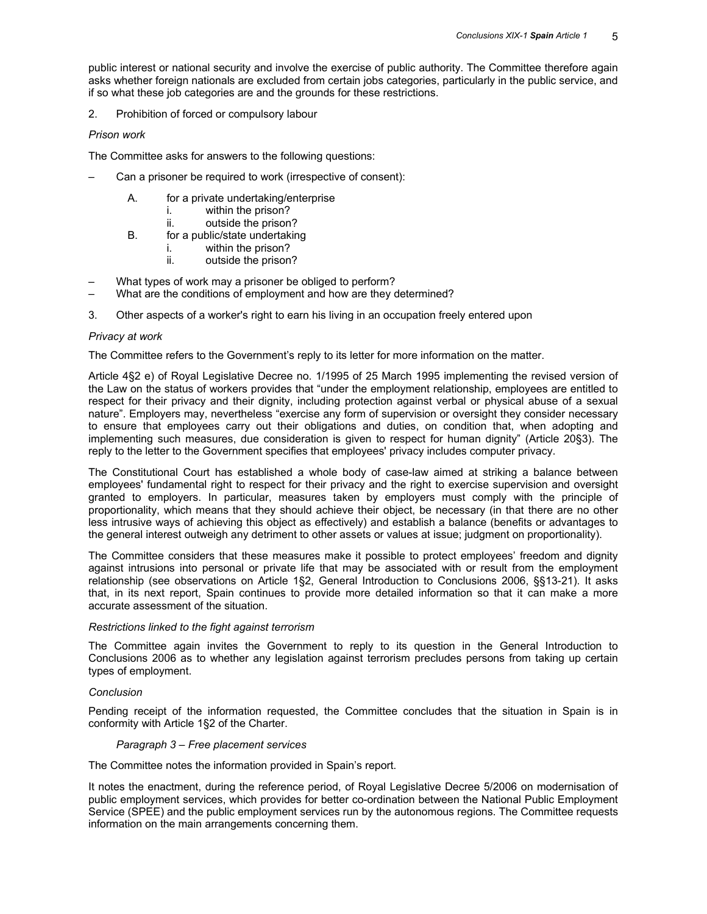public interest or national security and involve the exercise of public authority. The Committee therefore again asks whether foreign nationals are excluded from certain jobs categories, particularly in the public service, and if so what these job categories are and the grounds for these restrictions.

2. Prohibition of forced or compulsory labour

*Prison work*

The Committee asks for answers to the following questions:

– Can a prisoner be required to work (irrespective of consent):

    A. for a private undertaking/enterprise
        i. within the prison?
        ii. outside the prison?
    B. for a public/state undertaking
        i. within the prison?
        ii. outside the prison?

– What types of work may a prisoner be obliged to perform?
– What are the conditions of employment and how are they determined?

3. Other aspects of a worker's right to earn his living in an occupation freely entered upon

*Privacy at work*

The Committee refers to the Government's reply to its letter for more information on the matter.

Article 4§2 e) of Royal Legislative Decree no. 1/1995 of 25 March 1995 implementing the revised version of the Law on the status of workers provides that "under the employment relationship, employees are entitled to respect for their privacy and their dignity, including protection against verbal or physical abuse of a sexual nature". Employers may, nevertheless "exercise any form of supervision or oversight they consider necessary to ensure that employees carry out their obligations and duties, on condition that, when adopting and implementing such measures, due consideration is given to respect for human dignity" (Article 20§3). The reply to the letter to the Government specifies that employees' privacy includes computer privacy.

The Constitutional Court has established a whole body of case-law aimed at striking a balance between employees' fundamental right to respect for their privacy and the right to exercise supervision and oversight granted to employers. In particular, measures taken by employers must comply with the principle of proportionality, which means that they should achieve their object, be necessary (in that there are no other less intrusive ways of achieving this object as effectively) and establish a balance (benefits or advantages to the general interest outweigh any detriment to other assets or values at issue; judgment on proportionality).

The Committee considers that these measures make it possible to protect employees' freedom and dignity against intrusions into personal or private life that may be associated with or result from the employment relationship (see observations on Article 1§2, General Introduction to Conclusions 2006, §§13-21). It asks that, in its next report, Spain continues to provide more detailed information so that it can make a more accurate assessment of the situation.

*Restrictions linked to the fight against terrorism*

The Committee again invites the Government to reply to its question in the General Introduction to Conclusions 2006 as to whether any legislation against terrorism precludes persons from taking up certain types of employment.

*Conclusion*

Pending receipt of the information requested, the Committee concludes that the situation in Spain is in conformity with Article 1§2 of the Charter.

*Paragraph 3 – Free placement services*

The Committee notes the information provided in Spain's report.

It notes the enactment, during the reference period, of Royal Legislative Decree 5/2006 on modernisation of public employment services, which provides for better co-ordination between the National Public Employment Service (SPEE) and the public employment services run by the autonomous regions. The Committee requests information on the main arrangements concerning them.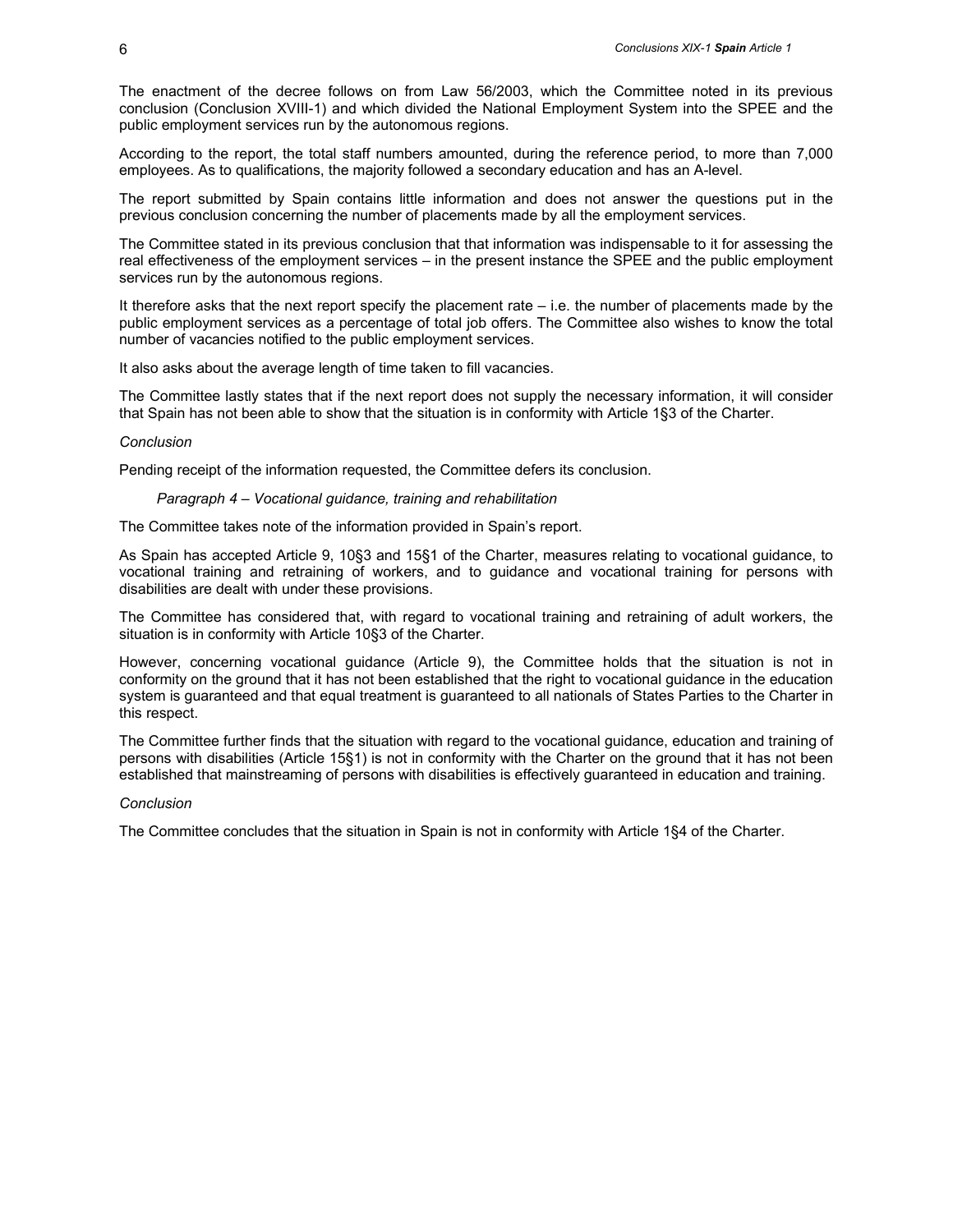The enactment of the decree follows on from Law 56/2003, which the Committee noted in its previous conclusion (Conclusion XVIII-1) and which divided the National Employment System into the SPEE and the public employment services run by the autonomous regions.

According to the report, the total staff numbers amounted, during the reference period, to more than 7,000 employees. As to qualifications, the majority followed a secondary education and has an A-level.

The report submitted by Spain contains little information and does not answer the questions put in the previous conclusion concerning the number of placements made by all the employment services.

The Committee stated in its previous conclusion that that information was indispensable to it for assessing the real effectiveness of the employment services – in the present instance the SPEE and the public employment services run by the autonomous regions.

It therefore asks that the next report specify the placement rate – i.e. the number of placements made by the public employment services as a percentage of total job offers. The Committee also wishes to know the total number of vacancies notified to the public employment services.

It also asks about the average length of time taken to fill vacancies.

The Committee lastly states that if the next report does not supply the necessary information, it will consider that Spain has not been able to show that the situation is in conformity with Article 1§3 of the Charter.

*Conclusion*

Pending receipt of the information requested, the Committee defers its conclusion.

*Paragraph 4 – Vocational guidance, training and rehabilitation*

The Committee takes note of the information provided in Spain's report.

As Spain has accepted Article 9, 10§3 and 15§1 of the Charter, measures relating to vocational guidance, to vocational training and retraining of workers, and to guidance and vocational training for persons with disabilities are dealt with under these provisions.

The Committee has considered that, with regard to vocational training and retraining of adult workers, the situation is in conformity with Article 10§3 of the Charter.

However, concerning vocational guidance (Article 9), the Committee holds that the situation is not in conformity on the ground that it has not been established that the right to vocational guidance in the education system is guaranteed and that equal treatment is guaranteed to all nationals of States Parties to the Charter in this respect.

The Committee further finds that the situation with regard to the vocational guidance, education and training of persons with disabilities (Article 15§1) is not in conformity with the Charter on the ground that it has not been established that mainstreaming of persons with disabilities is effectively guaranteed in education and training.

*Conclusion*

The Committee concludes that the situation in Spain is not in conformity with Article 1§4 of the Charter.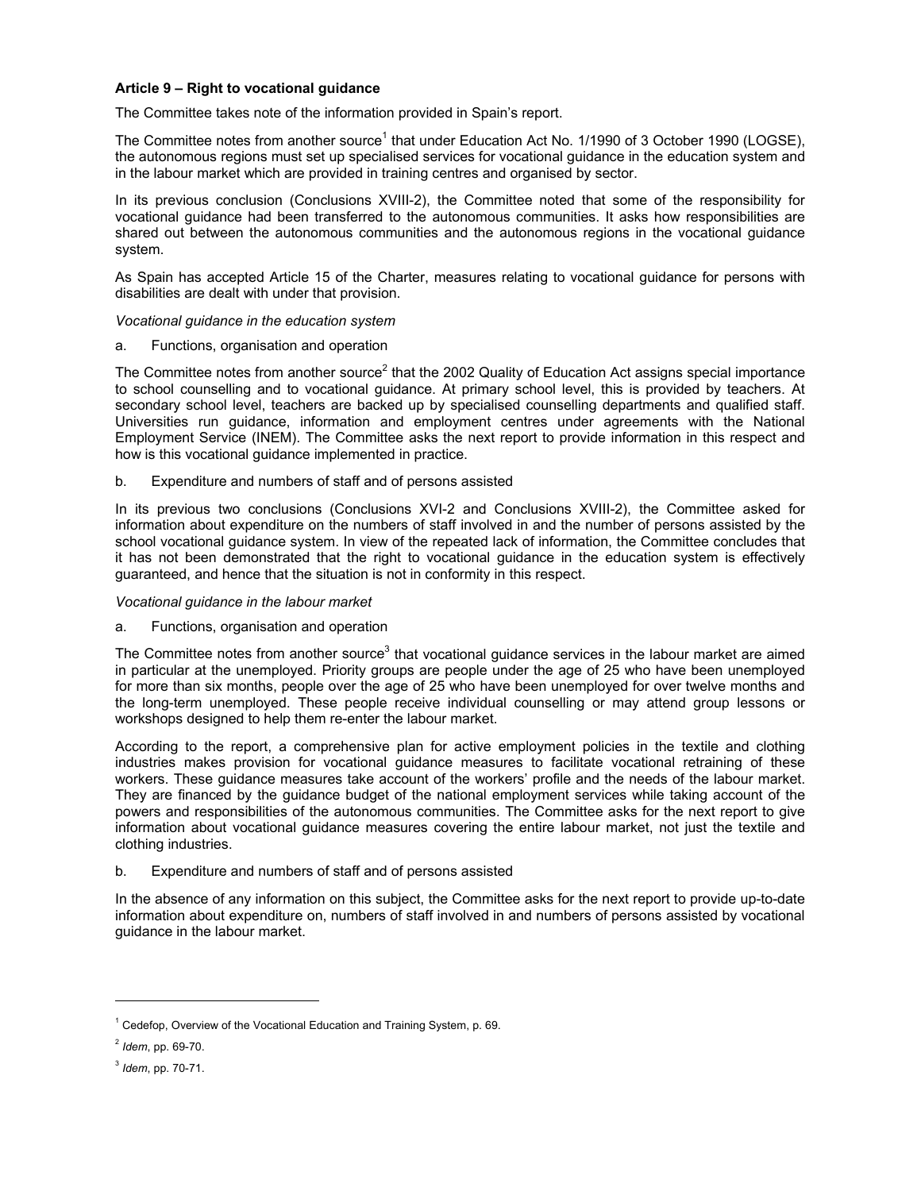**Article 9 – Right to vocational guidance**

The Committee takes note of the information provided in Spain's report.

The Committee notes from another source[1] that under Education Act No. 1/1990 of 3 October 1990 (LOGSE), the autonomous regions must set up specialised services for vocational guidance in the education system and in the labour market which are provided in training centres and organised by sector.

In its previous conclusion (Conclusions XVIII-2), the Committee noted that some of the responsibility for vocational guidance had been transferred to the autonomous communities. It asks how responsibilities are shared out between the autonomous communities and the autonomous regions in the vocational guidance system.

As Spain has accepted Article 15 of the Charter, measures relating to vocational guidance for persons with disabilities are dealt with under that provision.

*Vocational guidance in the education system*

a. Functions, organisation and operation

The Committee notes from another source[2] that the 2002 Quality of Education Act assigns special importance to school counselling and to vocational guidance. At primary school level, this is provided by teachers. At secondary school level, teachers are backed up by specialised counselling departments and qualified staff. Universities run guidance, information and employment centres under agreements with the National Employment Service (INEM). The Committee asks the next report to provide information in this respect and how is this vocational guidance implemented in practice.

b. Expenditure and numbers of staff and of persons assisted

In its previous two conclusions (Conclusions XVI-2 and Conclusions XVIII-2), the Committee asked for information about expenditure on the numbers of staff involved in and the number of persons assisted by the school vocational guidance system. In view of the repeated lack of information, the Committee concludes that it has not been demonstrated that the right to vocational guidance in the education system is effectively guaranteed, and hence that the situation is not in conformity in this respect.

*Vocational guidance in the labour market*

a. Functions, organisation and operation

The Committee notes from another source[3] that vocational guidance services in the labour market are aimed in particular at the unemployed. Priority groups are people under the age of 25 who have been unemployed for more than six months, people over the age of 25 who have been unemployed for over twelve months and the long-term unemployed. These people receive individual counselling or may attend group lessons or workshops designed to help them re-enter the labour market.

According to the report, a comprehensive plan for active employment policies in the textile and clothing industries makes provision for vocational guidance measures to facilitate vocational retraining of these workers. These guidance measures take account of the workers' profile and the needs of the labour market. They are financed by the guidance budget of the national employment services while taking account of the powers and responsibilities of the autonomous communities. The Committee asks for the next report to give information about vocational guidance measures covering the entire labour market, not just the textile and clothing industries.

b. Expenditure and numbers of staff and of persons assisted

In the absence of any information on this subject, the Committee asks for the next report to provide up-to-date information about expenditure on, numbers of staff involved in and numbers of persons assisted by vocational guidance in the labour market.

---

[1] Cedefop, Overview of the Vocational Education and Training System, p. 69.

[2] *Idem*, pp. 69-70.

[3] *Idem*, pp. 70-71.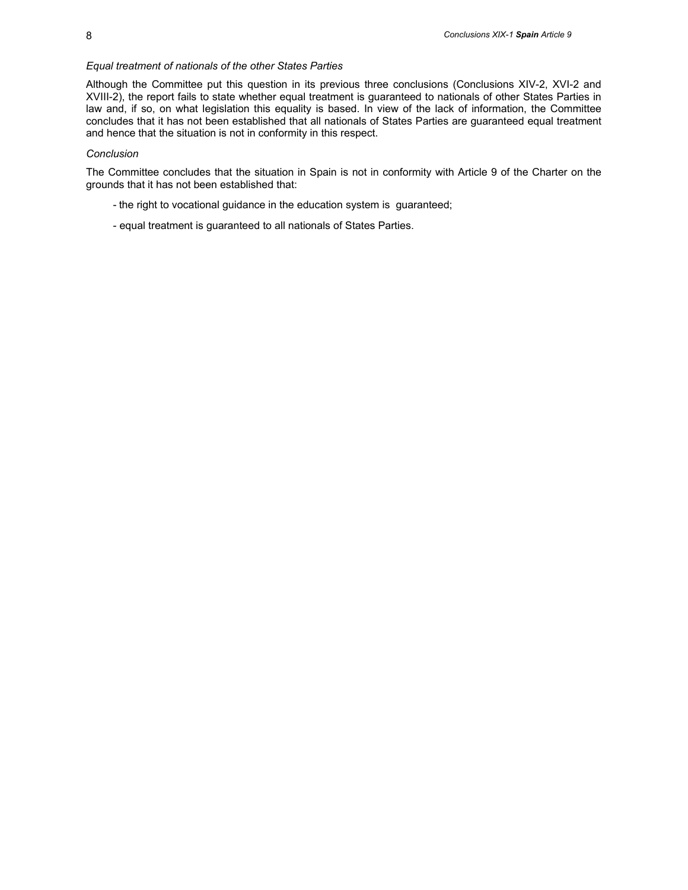*Equal treatment of nationals of the other States Parties*

Although the Committee put this question in its previous three conclusions (Conclusions XIV-2, XVI-2 and XVIII-2), the report fails to state whether equal treatment is guaranteed to nationals of other States Parties in law and, if so, on what legislation this equality is based. In view of the lack of information, the Committee concludes that it has not been established that all nationals of States Parties are guaranteed equal treatment and hence that the situation is not in conformity in this respect.

*Conclusion*

The Committee concludes that the situation in Spain is not in conformity with Article 9 of the Charter on the grounds that it has not been established that:

- the right to vocational guidance in the education system is guaranteed;
- equal treatment is guaranteed to all nationals of States Parties.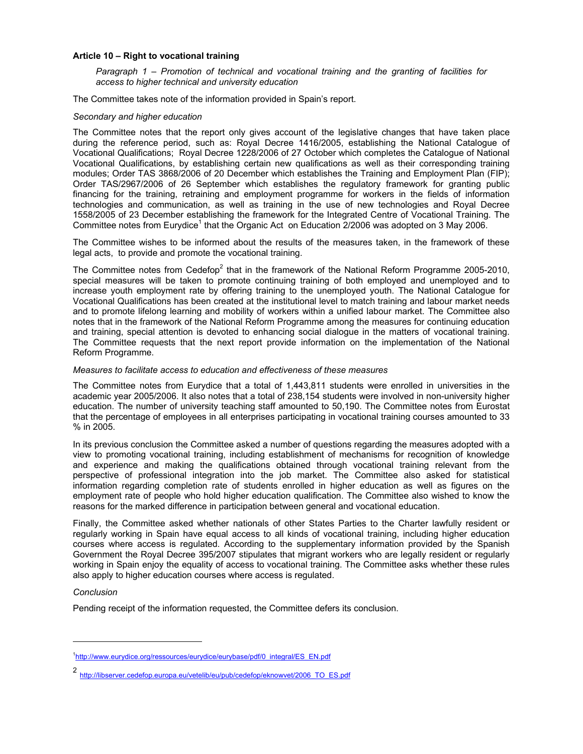### Article 10 – Right to vocational training

*Paragraph 1 – Promotion of technical and vocational training and the granting of facilities for access to higher technical and university education*

The Committee takes note of the information provided in Spain's report.

*Secondary and higher education*

The Committee notes that the report only gives account of the legislative changes that have taken place during the reference period, such as: Royal Decree 1416/2005, establishing the National Catalogue of Vocational Qualifications; Royal Decree 1228/2006 of 27 October which completes the Catalogue of National Vocational Qualifications, by establishing certain new qualifications as well as their corresponding training modules; Order TAS 3868/2006 of 20 December which establishes the Training and Employment Plan (FIP); Order TAS/2967/2006 of 26 September which establishes the regulatory framework for granting public financing for the training, retraining and employment programme for workers in the fields of information technologies and communication, as well as training in the use of new technologies and Royal Decree 1558/2005 of 23 December establishing the framework for the Integrated Centre of Vocational Training. The Committee notes from Eurydice[1] that the Organic Act on Education 2/2006 was adopted on 3 May 2006.

The Committee wishes to be informed about the results of the measures taken, in the framework of these legal acts, to provide and promote the vocational training.

The Committee notes from Cedefop[2] that in the framework of the National Reform Programme 2005-2010, special measures will be taken to promote continuing training of both employed and unemployed and to increase youth employment rate by offering training to the unemployed youth. The National Catalogue for Vocational Qualifications has been created at the institutional level to match training and labour market needs and to promote lifelong learning and mobility of workers within a unified labour market. The Committee also notes that in the framework of the National Reform Programme among the measures for continuing education and training, special attention is devoted to enhancing social dialogue in the matters of vocational training. The Committee requests that the next report provide information on the implementation of the National Reform Programme.

*Measures to facilitate access to education and effectiveness of these measures*

The Committee notes from Eurydice that a total of 1,443,811 students were enrolled in universities in the academic year 2005/2006. It also notes that a total of 238,154 students were involved in non-university higher education. The number of university teaching staff amounted to 50,190. The Committee notes from Eurostat that the percentage of employees in all enterprises participating in vocational training courses amounted to 33 % in 2005.

In its previous conclusion the Committee asked a number of questions regarding the measures adopted with a view to promoting vocational training, including establishment of mechanisms for recognition of knowledge and experience and making the qualifications obtained through vocational training relevant from the perspective of professional integration into the job market. The Committee also asked for statistical information regarding completion rate of students enrolled in higher education as well as figures on the employment rate of people who hold higher education qualification. The Committee also wished to know the reasons for the marked difference in participation between general and vocational education.

Finally, the Committee asked whether nationals of other States Parties to the Charter lawfully resident or regularly working in Spain have equal access to all kinds of vocational training, including higher education courses where access is regulated. According to the supplementary information provided by the Spanish Government the Royal Decree 395/2007 stipulates that migrant workers who are legally resident or regularly working in Spain enjoy the equality of access to vocational training. The Committee asks whether these rules also apply to higher education courses where access is regulated.

*Conclusion*

Pending receipt of the information requested, the Committee defers its conclusion.

---

[1] http://www.eurydice.org/ressources/eurydice/eurybase/pdf/0_integral/ES_EN.pdf

[2] http://libserver.cedefop.europa.eu/vetelib/eu/pub/cedefop/eknowvet/2006_TO_ES.pdf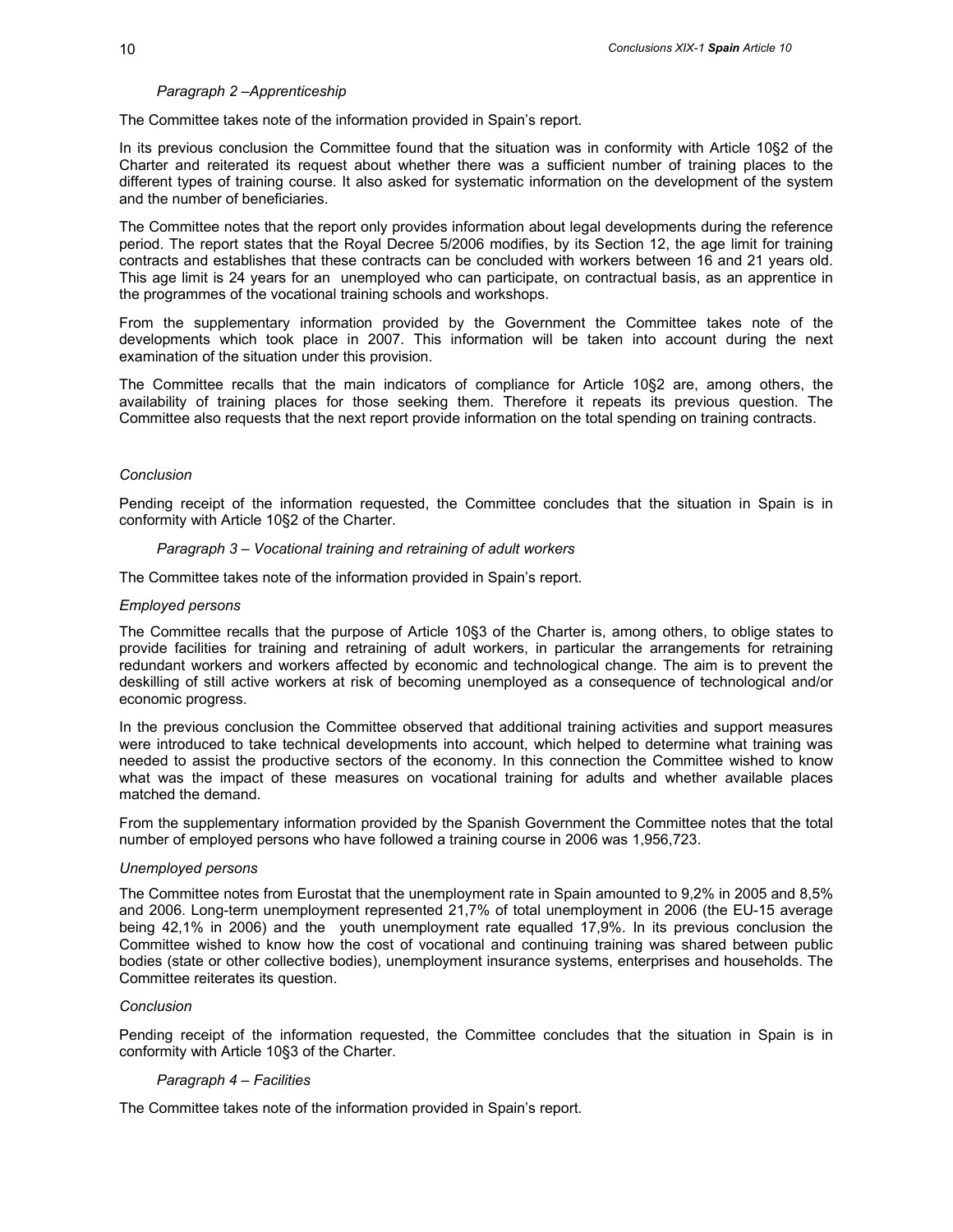*Paragraph 2 –Apprenticeship*

The Committee takes note of the information provided in Spain's report.

In its previous conclusion the Committee found that the situation was in conformity with Article 10§2 of the Charter and reiterated its request about whether there was a sufficient number of training places to the different types of training course. It also asked for systematic information on the development of the system and the number of beneficiaries.

The Committee notes that the report only provides information about legal developments during the reference period. The report states that the Royal Decree 5/2006 modifies, by its Section 12, the age limit for training contracts and establishes that these contracts can be concluded with workers between 16 and 21 years old. This age limit is 24 years for an unemployed who can participate, on contractual basis, as an apprentice in the programmes of the vocational training schools and workshops.

From the supplementary information provided by the Government the Committee takes note of the developments which took place in 2007. This information will be taken into account during the next examination of the situation under this provision.

The Committee recalls that the main indicators of compliance for Article 10§2 are, among others, the availability of training places for those seeking them. Therefore it repeats its previous question. The Committee also requests that the next report provide information on the total spending on training contracts.

*Conclusion*

Pending receipt of the information requested, the Committee concludes that the situation in Spain is in conformity with Article 10§2 of the Charter.

*Paragraph 3 – Vocational training and retraining of adult workers*

The Committee takes note of the information provided in Spain's report.

*Employed persons*

The Committee recalls that the purpose of Article 10§3 of the Charter is, among others, to oblige states to provide facilities for training and retraining of adult workers, in particular the arrangements for retraining redundant workers and workers affected by economic and technological change. The aim is to prevent the deskilling of still active workers at risk of becoming unemployed as a consequence of technological and/or economic progress.

In the previous conclusion the Committee observed that additional training activities and support measures were introduced to take technical developments into account, which helped to determine what training was needed to assist the productive sectors of the economy. In this connection the Committee wished to know what was the impact of these measures on vocational training for adults and whether available places matched the demand.

From the supplementary information provided by the Spanish Government the Committee notes that the total number of employed persons who have followed a training course in 2006 was 1,956,723.

*Unemployed persons*

The Committee notes from Eurostat that the unemployment rate in Spain amounted to 9,2% in 2005 and 8,5% and 2006. Long-term unemployment represented 21,7% of total unemployment in 2006 (the EU-15 average being 42,1% in 2006) and the youth unemployment rate equalled 17,9%. In its previous conclusion the Committee wished to know how the cost of vocational and continuing training was shared between public bodies (state or other collective bodies), unemployment insurance systems, enterprises and households. The Committee reiterates its question.

*Conclusion*

Pending receipt of the information requested, the Committee concludes that the situation in Spain is in conformity with Article 10§3 of the Charter.

*Paragraph 4 – Facilities*

The Committee takes note of the information provided in Spain's report.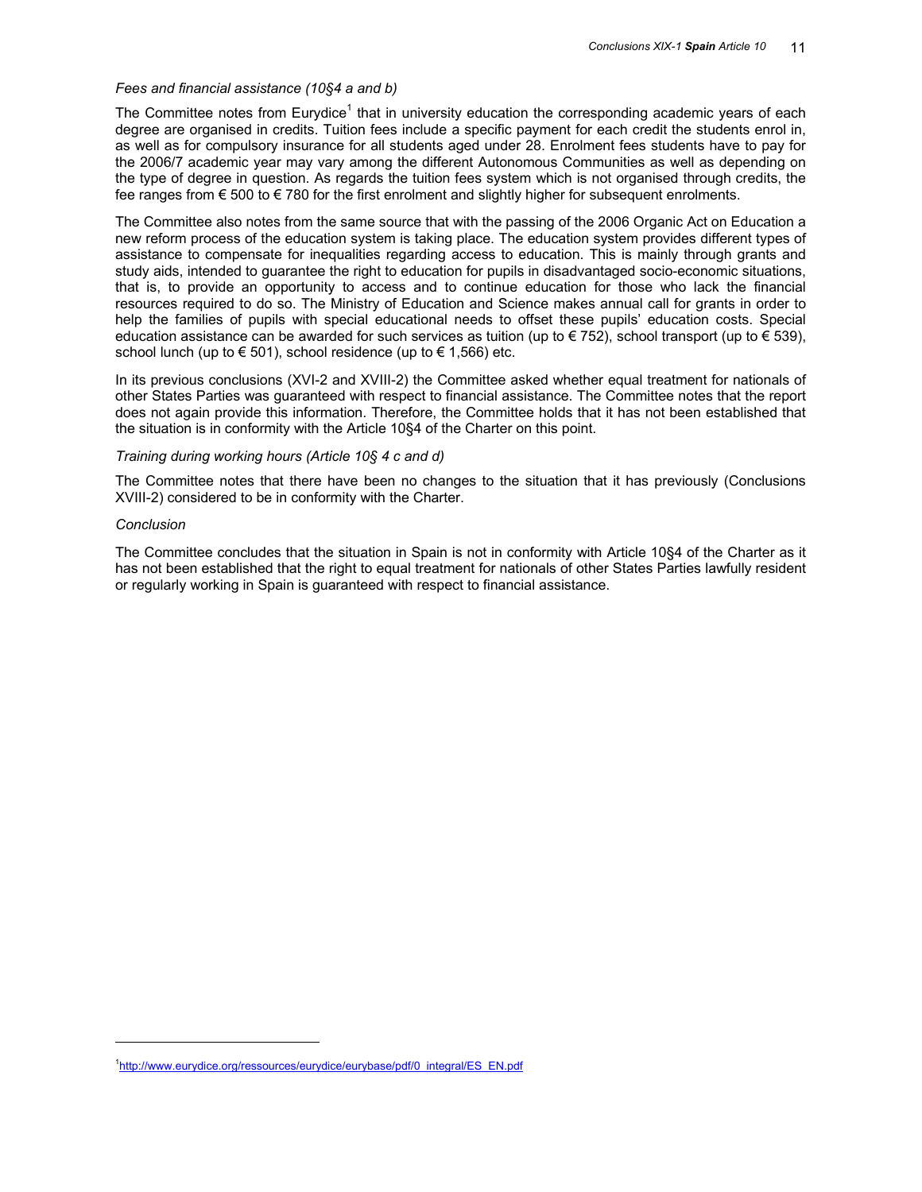*Fees and financial assistance (10§4 a and b)*

The Committee notes from Eurydice[1] that in university education the corresponding academic years of each degree are organised in credits. Tuition fees include a specific payment for each credit the students enrol in, as well as for compulsory insurance for all students aged under 28. Enrolment fees students have to pay for the 2006/7 academic year may vary among the different Autonomous Communities as well as depending on the type of degree in question. As regards the tuition fees system which is not organised through credits, the fee ranges from € 500 to € 780 for the first enrolment and slightly higher for subsequent enrolments.

The Committee also notes from the same source that with the passing of the 2006 Organic Act on Education a new reform process of the education system is taking place. The education system provides different types of assistance to compensate for inequalities regarding access to education. This is mainly through grants and study aids, intended to guarantee the right to education for pupils in disadvantaged socio-economic situations, that is, to provide an opportunity to access and to continue education for those who lack the financial resources required to do so. The Ministry of Education and Science makes annual call for grants in order to help the families of pupils with special educational needs to offset these pupils' education costs. Special education assistance can be awarded for such services as tuition (up to € 752), school transport (up to € 539), school lunch (up to € 501), school residence (up to € 1,566) etc.

In its previous conclusions (XVI-2 and XVIII-2) the Committee asked whether equal treatment for nationals of other States Parties was guaranteed with respect to financial assistance. The Committee notes that the report does not again provide this information. Therefore, the Committee holds that it has not been established that the situation is in conformity with the Article 10§4 of the Charter on this point.

*Training during working hours (Article 10§ 4 c and d)*

The Committee notes that there have been no changes to the situation that it has previously (Conclusions XVIII-2) considered to be in conformity with the Charter.

*Conclusion*

The Committee concludes that the situation in Spain is not in conformity with Article 10§4 of the Charter as it has not been established that the right to equal treatment for nationals of other States Parties lawfully resident or regularly working in Spain is guaranteed with respect to financial assistance.

---

[1] http://www.eurydice.org/ressources/eurydice/eurybase/pdf/0_integral/ES_EN.pdf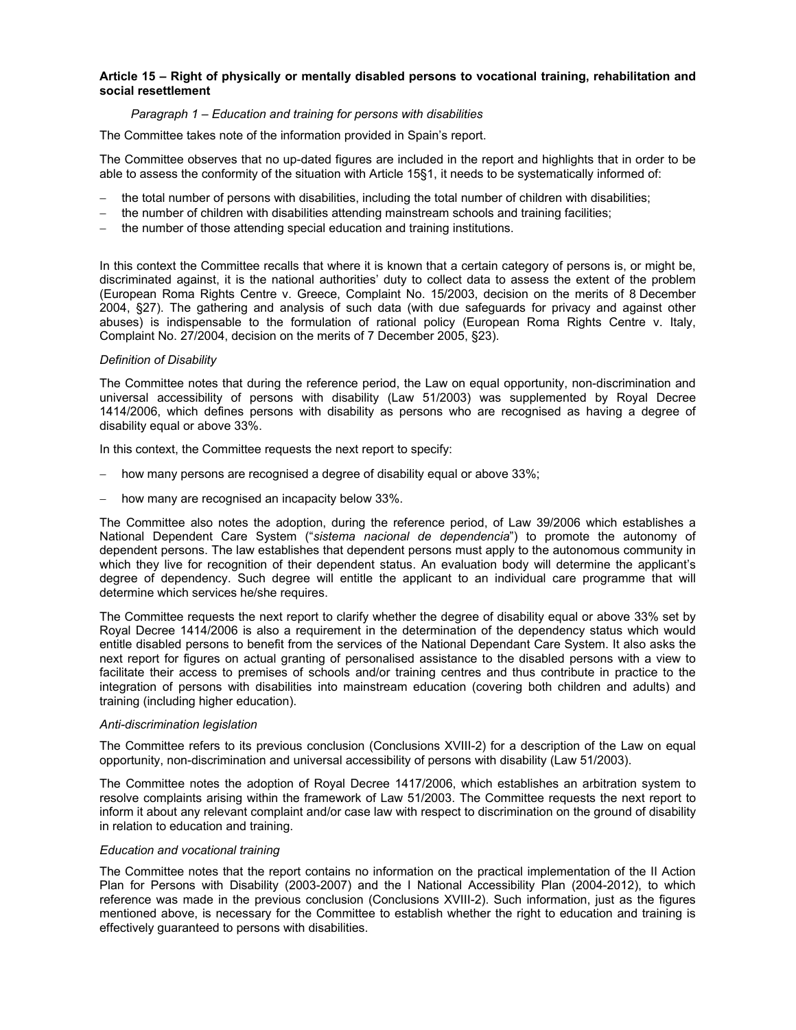**Article 15 – Right of physically or mentally disabled persons to vocational training, rehabilitation and social resettlement**

*Paragraph 1 – Education and training for persons with disabilities*

The Committee takes note of the information provided in Spain's report.

The Committee observes that no up-dated figures are included in the report and highlights that in order to be able to assess the conformity of the situation with Article 15§1, it needs to be systematically informed of:

- the total number of persons with disabilities, including the total number of children with disabilities;
- the number of children with disabilities attending mainstream schools and training facilities;
- the number of those attending special education and training institutions.

In this context the Committee recalls that where it is known that a certain category of persons is, or might be, discriminated against, it is the national authorities' duty to collect data to assess the extent of the problem (European Roma Rights Centre v. Greece, Complaint No. 15/2003, decision on the merits of 8 December 2004, §27). The gathering and analysis of such data (with due safeguards for privacy and against other abuses) is indispensable to the formulation of rational policy (European Roma Rights Centre v. Italy, Complaint No. 27/2004, decision on the merits of 7 December 2005, §23).

*Definition of Disability*

The Committee notes that during the reference period, the Law on equal opportunity, non-discrimination and universal accessibility of persons with disability (Law 51/2003) was supplemented by Royal Decree 1414/2006, which defines persons with disability as persons who are recognised as having a degree of disability equal or above 33%.

In this context, the Committee requests the next report to specify:

- how many persons are recognised a degree of disability equal or above 33%;
- how many are recognised an incapacity below 33%.

The Committee also notes the adoption, during the reference period, of Law 39/2006 which establishes a National Dependent Care System ("*sistema nacional de dependencia*") to promote the autonomy of dependent persons. The law establishes that dependent persons must apply to the autonomous community in which they live for recognition of their dependent status. An evaluation body will determine the applicant's degree of dependency. Such degree will entitle the applicant to an individual care programme that will determine which services he/she requires.

The Committee requests the next report to clarify whether the degree of disability equal or above 33% set by Royal Decree 1414/2006 is also a requirement in the determination of the dependency status which would entitle disabled persons to benefit from the services of the National Dependant Care System. It also asks the next report for figures on actual granting of personalised assistance to the disabled persons with a view to facilitate their access to premises of schools and/or training centres and thus contribute in practice to the integration of persons with disabilities into mainstream education (covering both children and adults) and training (including higher education).

*Anti-discrimination legislation*

The Committee refers to its previous conclusion (Conclusions XVIII-2) for a description of the Law on equal opportunity, non-discrimination and universal accessibility of persons with disability (Law 51/2003).

The Committee notes the adoption of Royal Decree 1417/2006, which establishes an arbitration system to resolve complaints arising within the framework of Law 51/2003. The Committee requests the next report to inform it about any relevant complaint and/or case law with respect to discrimination on the ground of disability in relation to education and training.

*Education and vocational training*

The Committee notes that the report contains no information on the practical implementation of the II Action Plan for Persons with Disability (2003-2007) and the I National Accessibility Plan (2004-2012), to which reference was made in the previous conclusion (Conclusions XVIII-2). Such information, just as the figures mentioned above, is necessary for the Committee to establish whether the right to education and training is effectively guaranteed to persons with disabilities.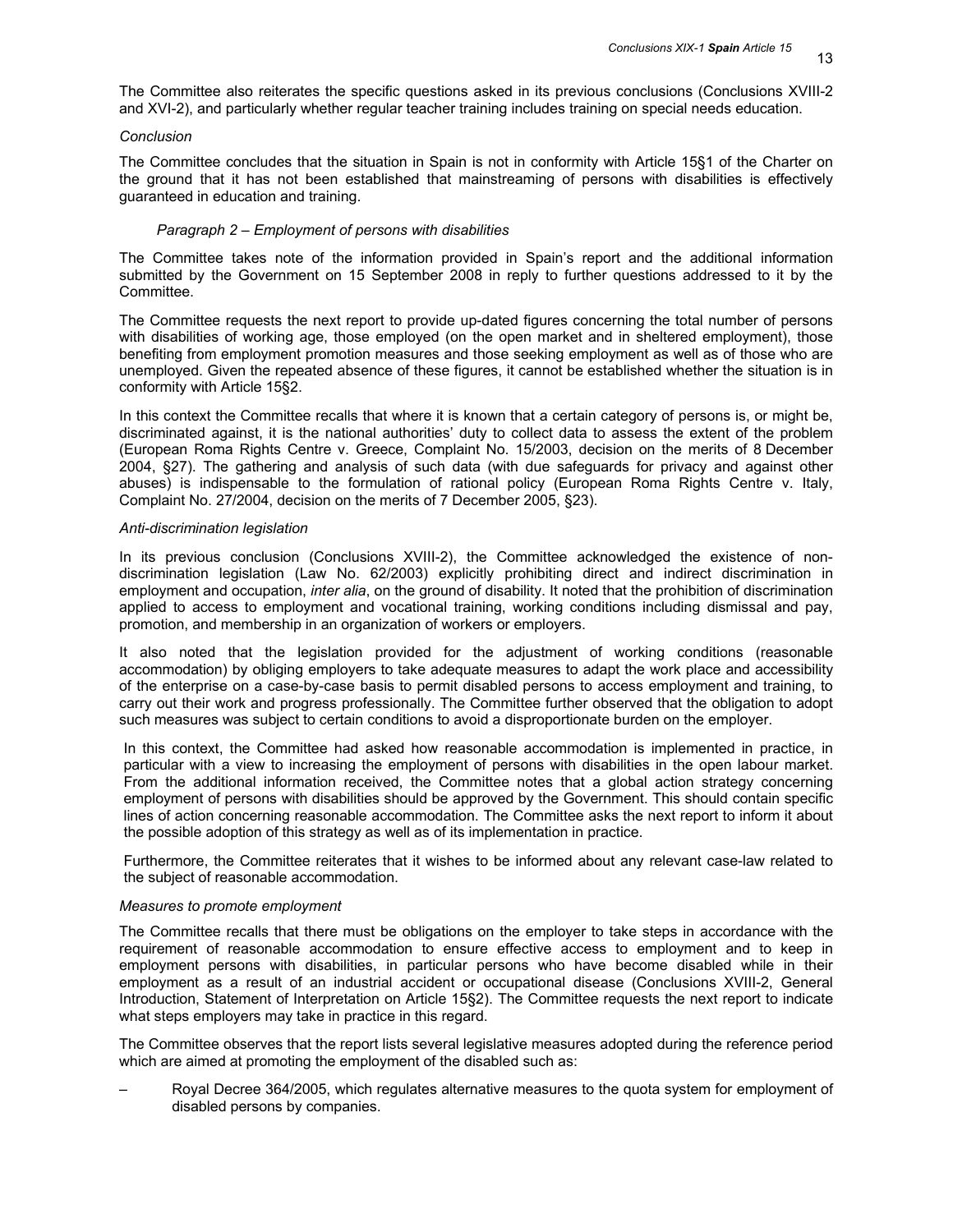The Committee also reiterates the specific questions asked in its previous conclusions (Conclusions XVIII-2 and XVI-2), and particularly whether regular teacher training includes training on special needs education.

*Conclusion*

The Committee concludes that the situation in Spain is not in conformity with Article 15§1 of the Charter on the ground that it has not been established that mainstreaming of persons with disabilities is effectively guaranteed in education and training.

*Paragraph 2 – Employment of persons with disabilities*

The Committee takes note of the information provided in Spain's report and the additional information submitted by the Government on 15 September 2008 in reply to further questions addressed to it by the Committee.

The Committee requests the next report to provide up-dated figures concerning the total number of persons with disabilities of working age, those employed (on the open market and in sheltered employment), those benefiting from employment promotion measures and those seeking employment as well as of those who are unemployed. Given the repeated absence of these figures, it cannot be established whether the situation is in conformity with Article 15§2.

In this context the Committee recalls that where it is known that a certain category of persons is, or might be, discriminated against, it is the national authorities' duty to collect data to assess the extent of the problem (European Roma Rights Centre v. Greece, Complaint No. 15/2003, decision on the merits of 8 December 2004, §27). The gathering and analysis of such data (with due safeguards for privacy and against other abuses) is indispensable to the formulation of rational policy (European Roma Rights Centre v. Italy, Complaint No. 27/2004, decision on the merits of 7 December 2005, §23).

*Anti-discrimination legislation*

In its previous conclusion (Conclusions XVIII-2), the Committee acknowledged the existence of non-discrimination legislation (Law No. 62/2003) explicitly prohibiting direct and indirect discrimination in employment and occupation, *inter alia*, on the ground of disability. It noted that the prohibition of discrimination applied to access to employment and vocational training, working conditions including dismissal and pay, promotion, and membership in an organization of workers or employers.

It also noted that the legislation provided for the adjustment of working conditions (reasonable accommodation) by obliging employers to take adequate measures to adapt the work place and accessibility of the enterprise on a case-by-case basis to permit disabled persons to access employment and training, to carry out their work and progress professionally. The Committee further observed that the obligation to adopt such measures was subject to certain conditions to avoid a disproportionate burden on the employer.

In this context, the Committee had asked how reasonable accommodation is implemented in practice, in particular with a view to increasing the employment of persons with disabilities in the open labour market. From the additional information received, the Committee notes that a global action strategy concerning employment of persons with disabilities should be approved by the Government. This should contain specific lines of action concerning reasonable accommodation. The Committee asks the next report to inform it about the possible adoption of this strategy as well as of its implementation in practice.

Furthermore, the Committee reiterates that it wishes to be informed about any relevant case-law related to the subject of reasonable accommodation.

*Measures to promote employment*

The Committee recalls that there must be obligations on the employer to take steps in accordance with the requirement of reasonable accommodation to ensure effective access to employment and to keep in employment persons with disabilities, in particular persons who have become disabled while in their employment as a result of an industrial accident or occupational disease (Conclusions XVIII-2, General Introduction, Statement of Interpretation on Article 15§2). The Committee requests the next report to indicate what steps employers may take in practice in this regard.

The Committee observes that the report lists several legislative measures adopted during the reference period which are aimed at promoting the employment of the disabled such as:

– Royal Decree 364/2005, which regulates alternative measures to the quota system for employment of disabled persons by companies.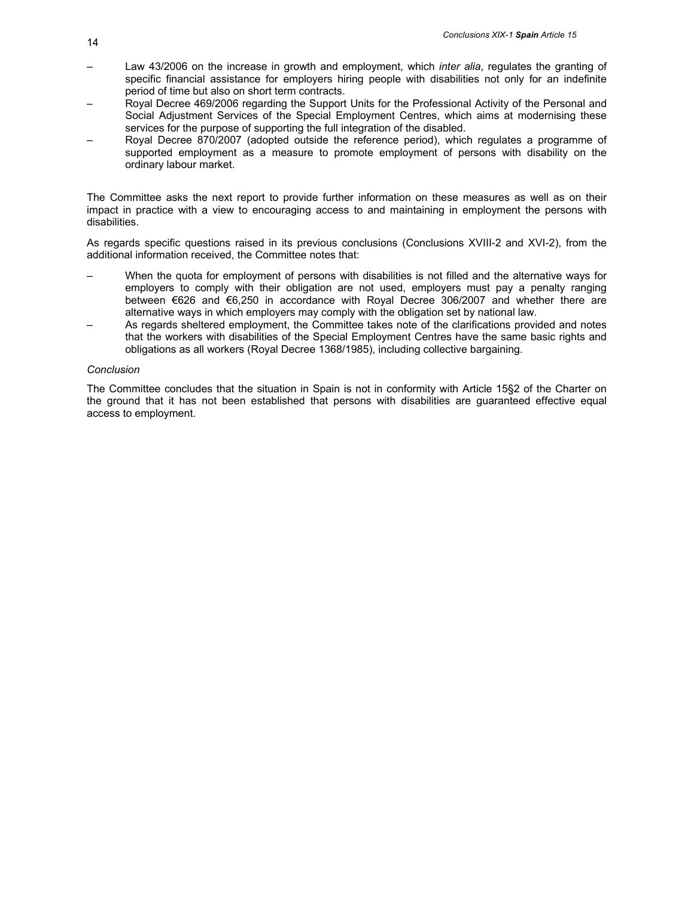- Law 43/2006 on the increase in growth and employment, which *inter alia*, regulates the granting of specific financial assistance for employers hiring people with disabilities not only for an indefinite period of time but also on short term contracts.
- Royal Decree 469/2006 regarding the Support Units for the Professional Activity of the Personal and Social Adjustment Services of the Special Employment Centres, which aims at modernising these services for the purpose of supporting the full integration of the disabled.
- Royal Decree 870/2007 (adopted outside the reference period), which regulates a programme of supported employment as a measure to promote employment of persons with disability on the ordinary labour market.

The Committee asks the next report to provide further information on these measures as well as on their impact in practice with a view to encouraging access to and maintaining in employment the persons with disabilities.

As regards specific questions raised in its previous conclusions (Conclusions XVIII-2 and XVI-2), from the additional information received, the Committee notes that:

- When the quota for employment of persons with disabilities is not filled and the alternative ways for employers to comply with their obligation are not used, employers must pay a penalty ranging between €626 and €6,250 in accordance with Royal Decree 306/2007 and whether there are alternative ways in which employers may comply with the obligation set by national law.
- As regards sheltered employment, the Committee takes note of the clarifications provided and notes that the workers with disabilities of the Special Employment Centres have the same basic rights and obligations as all workers (Royal Decree 1368/1985), including collective bargaining.

*Conclusion*

The Committee concludes that the situation in Spain is not in conformity with Article 15§2 of the Charter on the ground that it has not been established that persons with disabilities are guaranteed effective equal access to employment.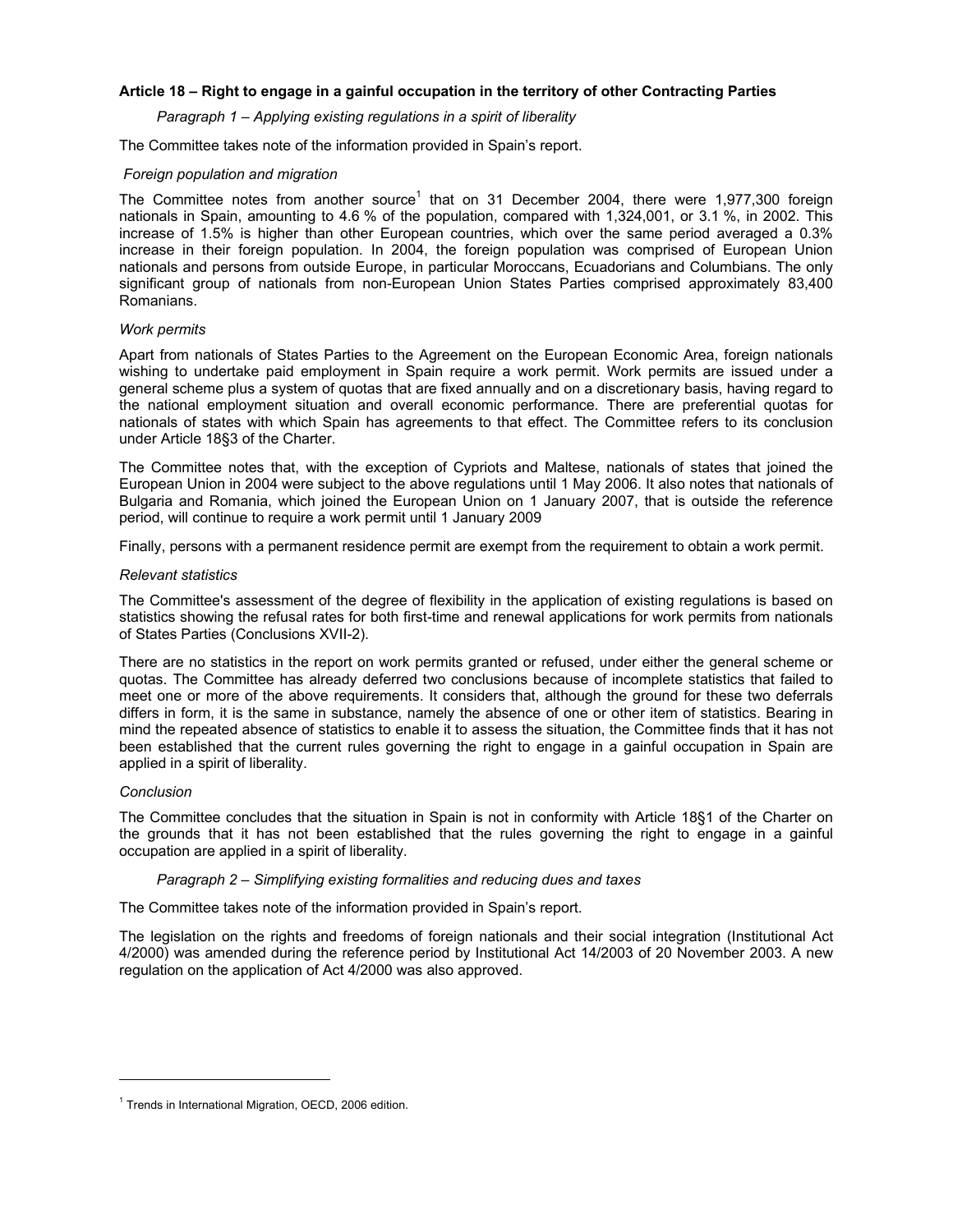**Article 18 – Right to engage in a gainful occupation in the territory of other Contracting Parties**

*Paragraph 1 – Applying existing regulations in a spirit of liberality*

The Committee takes note of the information provided in Spain's report.

*Foreign population and migration*

The Committee notes from another source[1] that on 31 December 2004, there were 1,977,300 foreign nationals in Spain, amounting to 4.6 % of the population, compared with 1,324,001, or 3.1 %, in 2002. This increase of 1.5% is higher than other European countries, which over the same period averaged a 0.3% increase in their foreign population. In 2004, the foreign population was comprised of European Union nationals and persons from outside Europe, in particular Moroccans, Ecuadorians and Columbians. The only significant group of nationals from non-European Union States Parties comprised approximately 83,400 Romanians.

*Work permits*

Apart from nationals of States Parties to the Agreement on the European Economic Area, foreign nationals wishing to undertake paid employment in Spain require a work permit. Work permits are issued under a general scheme plus a system of quotas that are fixed annually and on a discretionary basis, having regard to the national employment situation and overall economic performance. There are preferential quotas for nationals of states with which Spain has agreements to that effect. The Committee refers to its conclusion under Article 18§3 of the Charter.

The Committee notes that, with the exception of Cypriots and Maltese, nationals of states that joined the European Union in 2004 were subject to the above regulations until 1 May 2006. It also notes that nationals of Bulgaria and Romania, which joined the European Union on 1 January 2007, that is outside the reference period, will continue to require a work permit until 1 January 2009

Finally, persons with a permanent residence permit are exempt from the requirement to obtain a work permit.

*Relevant statistics*

The Committee's assessment of the degree of flexibility in the application of existing regulations is based on statistics showing the refusal rates for both first-time and renewal applications for work permits from nationals of States Parties (Conclusions XVII-2).

There are no statistics in the report on work permits granted or refused, under either the general scheme or quotas. The Committee has already deferred two conclusions because of incomplete statistics that failed to meet one or more of the above requirements. It considers that, although the ground for these two deferrals differs in form, it is the same in substance, namely the absence of one or other item of statistics. Bearing in mind the repeated absence of statistics to enable it to assess the situation, the Committee finds that it has not been established that the current rules governing the right to engage in a gainful occupation in Spain are applied in a spirit of liberality.

*Conclusion*

The Committee concludes that the situation in Spain is not in conformity with Article 18§1 of the Charter on the grounds that it has not been established that the rules governing the right to engage in a gainful occupation are applied in a spirit of liberality.

*Paragraph 2 – Simplifying existing formalities and reducing dues and taxes*

The Committee takes note of the information provided in Spain's report.

The legislation on the rights and freedoms of foreign nationals and their social integration (Institutional Act 4/2000) was amended during the reference period by Institutional Act 14/2003 of 20 November 2003. A new regulation on the application of Act 4/2000 was also approved.

---

[1] Trends in International Migration, OECD, 2006 edition.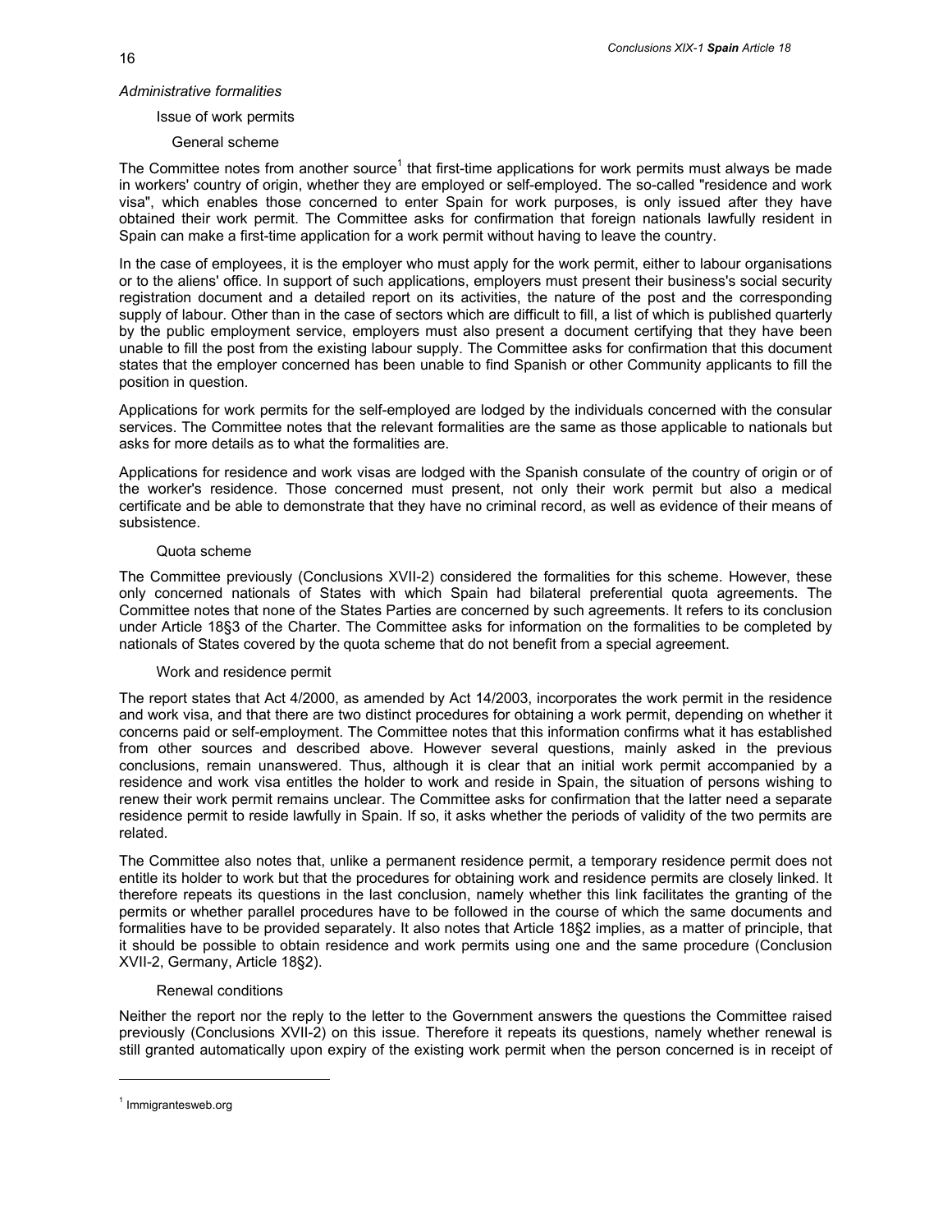*Administrative formalities*

Issue of work permits

General scheme

The Committee notes from another source[1] that first-time applications for work permits must always be made in workers' country of origin, whether they are employed or self-employed. The so-called "residence and work visa", which enables those concerned to enter Spain for work purposes, is only issued after they have obtained their work permit. The Committee asks for confirmation that foreign nationals lawfully resident in Spain can make a first-time application for a work permit without having to leave the country.

In the case of employees, it is the employer who must apply for the work permit, either to labour organisations or to the aliens' office. In support of such applications, employers must present their business's social security registration document and a detailed report on its activities, the nature of the post and the corresponding supply of labour. Other than in the case of sectors which are difficult to fill, a list of which is published quarterly by the public employment service, employers must also present a document certifying that they have been unable to fill the post from the existing labour supply. The Committee asks for confirmation that this document states that the employer concerned has been unable to find Spanish or other Community applicants to fill the position in question.

Applications for work permits for the self-employed are lodged by the individuals concerned with the consular services. The Committee notes that the relevant formalities are the same as those applicable to nationals but asks for more details as to what the formalities are.

Applications for residence and work visas are lodged with the Spanish consulate of the country of origin or of the worker's residence. Those concerned must present, not only their work permit but also a medical certificate and be able to demonstrate that they have no criminal record, as well as evidence of their means of subsistence.

Quota scheme

The Committee previously (Conclusions XVII-2) considered the formalities for this scheme. However, these only concerned nationals of States with which Spain had bilateral preferential quota agreements. The Committee notes that none of the States Parties are concerned by such agreements. It refers to its conclusion under Article 18§3 of the Charter. The Committee asks for information on the formalities to be completed by nationals of States covered by the quota scheme that do not benefit from a special agreement.

Work and residence permit

The report states that Act 4/2000, as amended by Act 14/2003, incorporates the work permit in the residence and work visa, and that there are two distinct procedures for obtaining a work permit, depending on whether it concerns paid or self-employment. The Committee notes that this information confirms what it has established from other sources and described above. However several questions, mainly asked in the previous conclusions, remain unanswered. Thus, although it is clear that an initial work permit accompanied by a residence and work visa entitles the holder to work and reside in Spain, the situation of persons wishing to renew their work permit remains unclear. The Committee asks for confirmation that the latter need a separate residence permit to reside lawfully in Spain. If so, it asks whether the periods of validity of the two permits are related.

The Committee also notes that, unlike a permanent residence permit, a temporary residence permit does not entitle its holder to work but that the procedures for obtaining work and residence permits are closely linked. It therefore repeats its questions in the last conclusion, namely whether this link facilitates the granting of the permits or whether parallel procedures have to be followed in the course of which the same documents and formalities have to be provided separately. It also notes that Article 18§2 implies, as a matter of principle, that it should be possible to obtain residence and work permits using one and the same procedure (Conclusion XVII-2, Germany, Article 18§2).

Renewal conditions

Neither the report nor the reply to the letter to the Government answers the questions the Committee raised previously (Conclusions XVII-2) on this issue. Therefore it repeats its questions, namely whether renewal is still granted automatically upon expiry of the existing work permit when the person concerned is in receipt of

[1] Immigrantesweb.org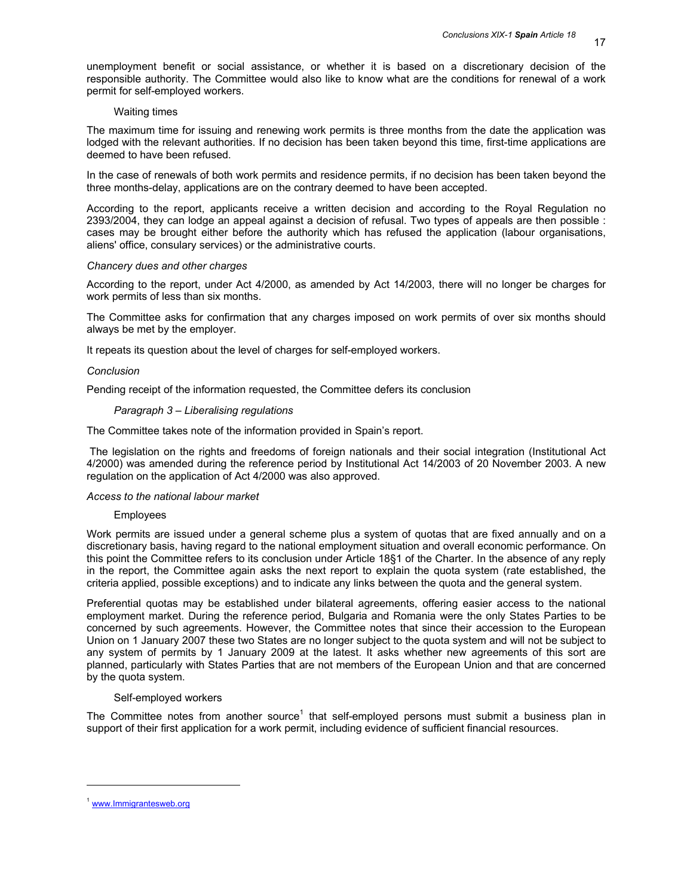unemployment benefit or social assistance, or whether it is based on a discretionary decision of the responsible authority. The Committee would also like to know what are the conditions for renewal of a work permit for self-employed workers.

Waiting times

The maximum time for issuing and renewing work permits is three months from the date the application was lodged with the relevant authorities. If no decision has been taken beyond this time, first-time applications are deemed to have been refused.

In the case of renewals of both work permits and residence permits, if no decision has been taken beyond the three months-delay, applications are on the contrary deemed to have been accepted.

According to the report, applicants receive a written decision and according to the Royal Regulation no 2393/2004, they can lodge an appeal against a decision of refusal. Two types of appeals are then possible : cases may be brought either before the authority which has refused the application (labour organisations, aliens' office, consulary services) or the administrative courts.

*Chancery dues and other charges*

According to the report, under Act 4/2000, as amended by Act 14/2003, there will no longer be charges for work permits of less than six months.

The Committee asks for confirmation that any charges imposed on work permits of over six months should always be met by the employer.

It repeats its question about the level of charges for self-employed workers.

*Conclusion*

Pending receipt of the information requested, the Committee defers its conclusion

*Paragraph 3 – Liberalising regulations*

The Committee takes note of the information provided in Spain's report.

The legislation on the rights and freedoms of foreign nationals and their social integration (Institutional Act 4/2000) was amended during the reference period by Institutional Act 14/2003 of 20 November 2003. A new regulation on the application of Act 4/2000 was also approved.

*Access to the national labour market*

Employees

Work permits are issued under a general scheme plus a system of quotas that are fixed annually and on a discretionary basis, having regard to the national employment situation and overall economic performance. On this point the Committee refers to its conclusion under Article 18§1 of the Charter. In the absence of any reply in the report, the Committee again asks the next report to explain the quota system (rate established, the criteria applied, possible exceptions) and to indicate any links between the quota and the general system.

Preferential quotas may be established under bilateral agreements, offering easier access to the national employment market. During the reference period, Bulgaria and Romania were the only States Parties to be concerned by such agreements. However, the Committee notes that since their accession to the European Union on 1 January 2007 these two States are no longer subject to the quota system and will not be subject to any system of permits by 1 January 2009 at the latest. It asks whether new agreements of this sort are planned, particularly with States Parties that are not members of the European Union and that are concerned by the quota system.

Self-employed workers

The Committee notes from another source[1] that self-employed persons must submit a business plan in support of their first application for a work permit, including evidence of sufficient financial resources.

[1] www.Immigrantesweb.org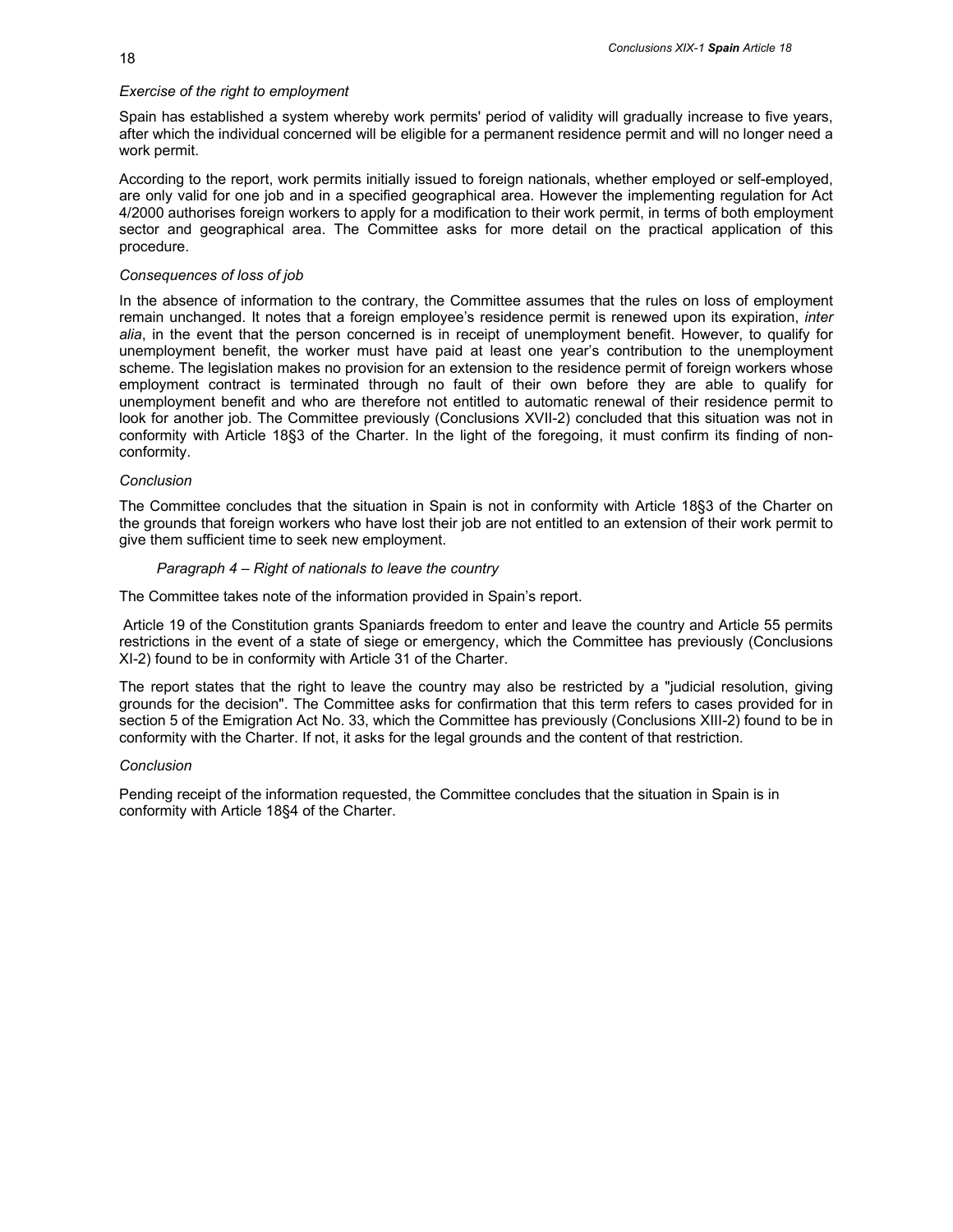*Exercise of the right to employment*

Spain has established a system whereby work permits' period of validity will gradually increase to five years, after which the individual concerned will be eligible for a permanent residence permit and will no longer need a work permit.

According to the report, work permits initially issued to foreign nationals, whether employed or self-employed, are only valid for one job and in a specified geographical area. However the implementing regulation for Act 4/2000 authorises foreign workers to apply for a modification to their work permit, in terms of both employment sector and geographical area. The Committee asks for more detail on the practical application of this procedure.

*Consequences of loss of job*

In the absence of information to the contrary, the Committee assumes that the rules on loss of employment remain unchanged. It notes that a foreign employee's residence permit is renewed upon its expiration, *inter alia*, in the event that the person concerned is in receipt of unemployment benefit. However, to qualify for unemployment benefit, the worker must have paid at least one year's contribution to the unemployment scheme. The legislation makes no provision for an extension to the residence permit of foreign workers whose employment contract is terminated through no fault of their own before they are able to qualify for unemployment benefit and who are therefore not entitled to automatic renewal of their residence permit to look for another job. The Committee previously (Conclusions XVII-2) concluded that this situation was not in conformity with Article 18§3 of the Charter. In the light of the foregoing, it must confirm its finding of non-conformity.

*Conclusion*

The Committee concludes that the situation in Spain is not in conformity with Article 18§3 of the Charter on the grounds that foreign workers who have lost their job are not entitled to an extension of their work permit to give them sufficient time to seek new employment.

*Paragraph 4 – Right of nationals to leave the country*

The Committee takes note of the information provided in Spain's report.

Article 19 of the Constitution grants Spaniards freedom to enter and leave the country and Article 55 permits restrictions in the event of a state of siege or emergency, which the Committee has previously (Conclusions XI-2) found to be in conformity with Article 31 of the Charter.

The report states that the right to leave the country may also be restricted by a "judicial resolution, giving grounds for the decision". The Committee asks for confirmation that this term refers to cases provided for in section 5 of the Emigration Act No. 33, which the Committee has previously (Conclusions XIII-2) found to be in conformity with the Charter. If not, it asks for the legal grounds and the content of that restriction.

*Conclusion*

Pending receipt of the information requested, the Committee concludes that the situation in Spain is in conformity with Article 18§4 of the Charter.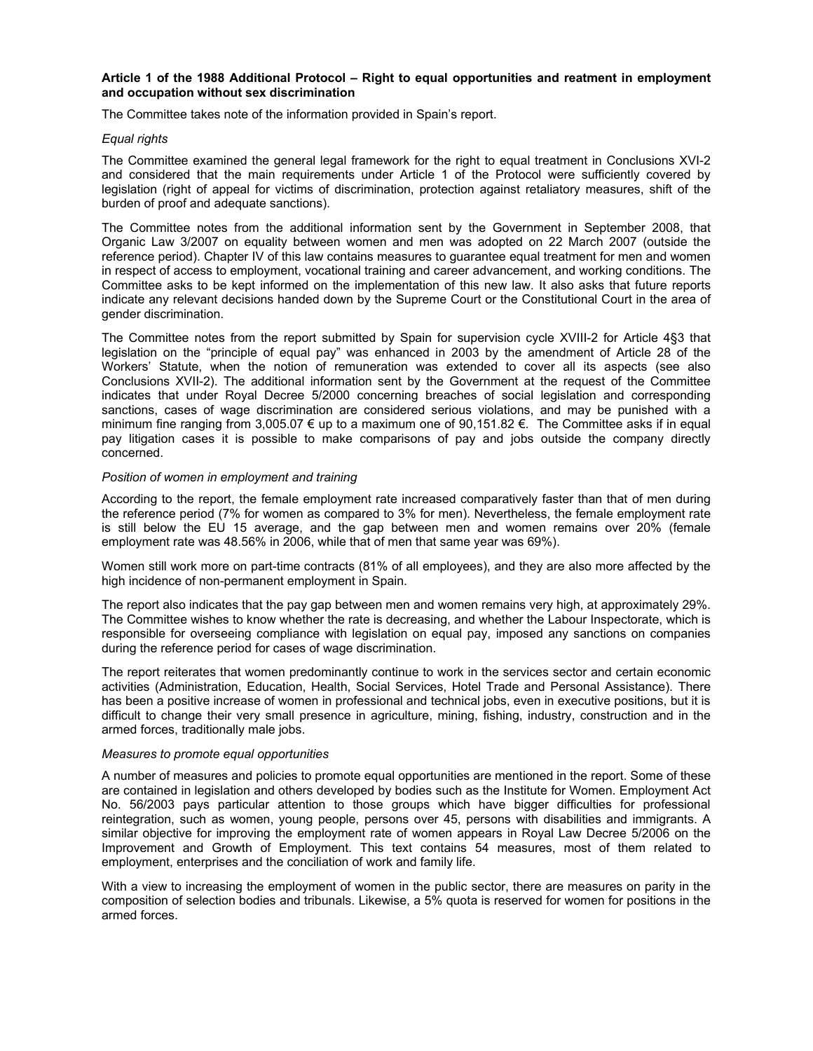**Article 1 of the 1988 Additional Protocol – Right to equal opportunities and reatment in employment and occupation without sex discrimination**

The Committee takes note of the information provided in Spain's report.

*Equal rights*

The Committee examined the general legal framework for the right to equal treatment in Conclusions XVI-2 and considered that the main requirements under Article 1 of the Protocol were sufficiently covered by legislation (right of appeal for victims of discrimination, protection against retaliatory measures, shift of the burden of proof and adequate sanctions).

The Committee notes from the additional information sent by the Government in September 2008, that Organic Law 3/2007 on equality between women and men was adopted on 22 March 2007 (outside the reference period). Chapter IV of this law contains measures to guarantee equal treatment for men and women in respect of access to employment, vocational training and career advancement, and working conditions. The Committee asks to be kept informed on the implementation of this new law. It also asks that future reports indicate any relevant decisions handed down by the Supreme Court or the Constitutional Court in the area of gender discrimination.

The Committee notes from the report submitted by Spain for supervision cycle XVIII-2 for Article 4§3 that legislation on the "principle of equal pay" was enhanced in 2003 by the amendment of Article 28 of the Workers' Statute, when the notion of remuneration was extended to cover all its aspects (see also Conclusions XVII-2). The additional information sent by the Government at the request of the Committee indicates that under Royal Decree 5/2000 concerning breaches of social legislation and corresponding sanctions, cases of wage discrimination are considered serious violations, and may be punished with a minimum fine ranging from 3,005.07 € up to a maximum one of 90,151.82 €. The Committee asks if in equal pay litigation cases it is possible to make comparisons of pay and jobs outside the company directly concerned.

*Position of women in employment and training*

According to the report, the female employment rate increased comparatively faster than that of men during the reference period (7% for women as compared to 3% for men). Nevertheless, the female employment rate is still below the EU 15 average, and the gap between men and women remains over 20% (female employment rate was 48.56% in 2006, while that of men that same year was 69%).

Women still work more on part-time contracts (81% of all employees), and they are also more affected by the high incidence of non-permanent employment in Spain.

The report also indicates that the pay gap between men and women remains very high, at approximately 29%. The Committee wishes to know whether the rate is decreasing, and whether the Labour Inspectorate, which is responsible for overseeing compliance with legislation on equal pay, imposed any sanctions on companies during the reference period for cases of wage discrimination.

The report reiterates that women predominantly continue to work in the services sector and certain economic activities (Administration, Education, Health, Social Services, Hotel Trade and Personal Assistance). There has been a positive increase of women in professional and technical jobs, even in executive positions, but it is difficult to change their very small presence in agriculture, mining, fishing, industry, construction and in the armed forces, traditionally male jobs.

*Measures to promote equal opportunities*

A number of measures and policies to promote equal opportunities are mentioned in the report. Some of these are contained in legislation and others developed by bodies such as the Institute for Women. Employment Act No. 56/2003 pays particular attention to those groups which have bigger difficulties for professional reintegration, such as women, young people, persons over 45, persons with disabilities and immigrants. A similar objective for improving the employment rate of women appears in Royal Law Decree 5/2006 on the Improvement and Growth of Employment. This text contains 54 measures, most of them related to employment, enterprises and the conciliation of work and family life.

With a view to increasing the employment of women in the public sector, there are measures on parity in the composition of selection bodies and tribunals. Likewise, a 5% quota is reserved for women for positions in the armed forces.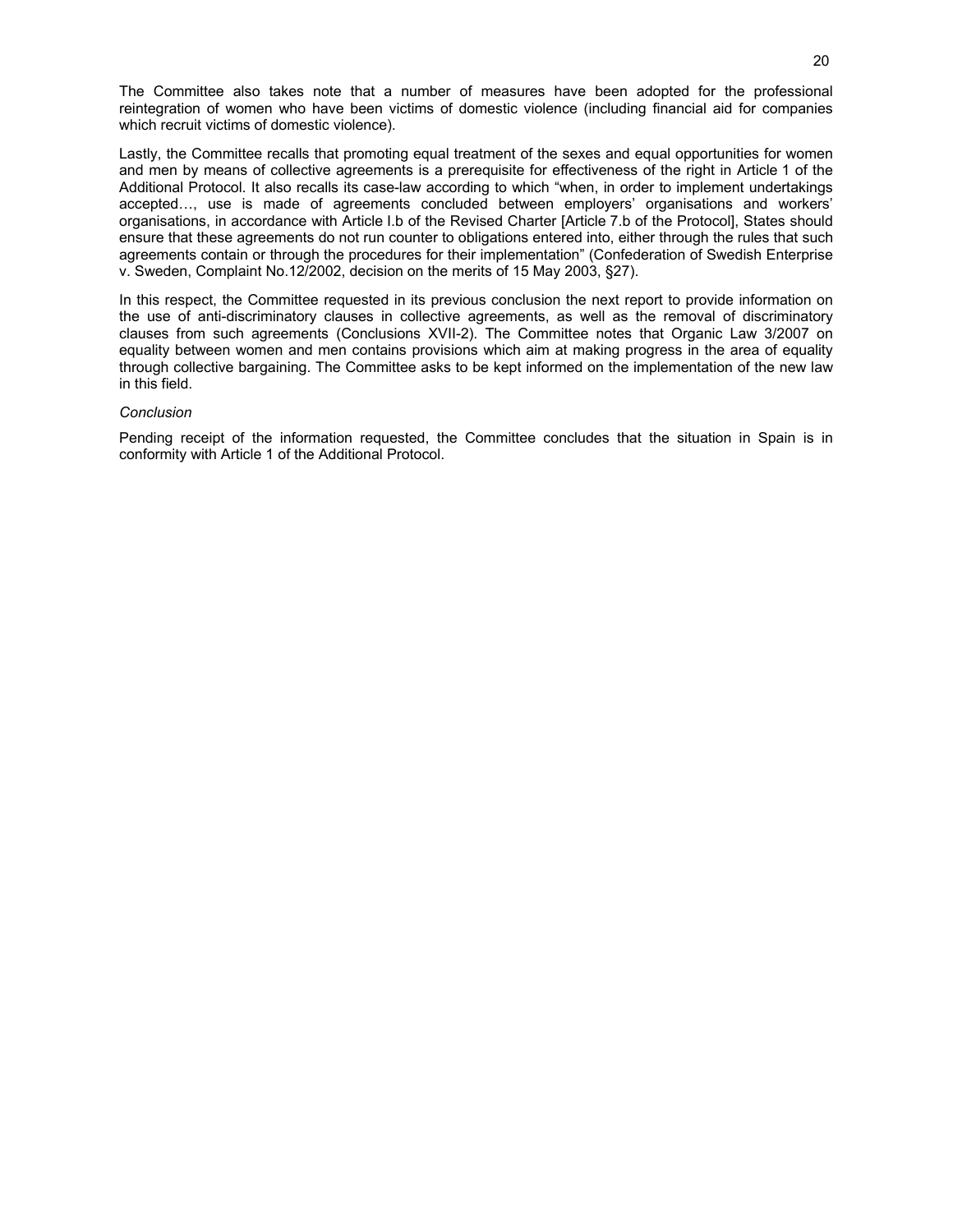The Committee also takes note that a number of measures have been adopted for the professional reintegration of women who have been victims of domestic violence (including financial aid for companies which recruit victims of domestic violence).

Lastly, the Committee recalls that promoting equal treatment of the sexes and equal opportunities for women and men by means of collective agreements is a prerequisite for effectiveness of the right in Article 1 of the Additional Protocol. It also recalls its case-law according to which "when, in order to implement undertakings accepted…, use is made of agreements concluded between employers' organisations and workers' organisations, in accordance with Article I.b of the Revised Charter [Article 7.b of the Protocol], States should ensure that these agreements do not run counter to obligations entered into, either through the rules that such agreements contain or through the procedures for their implementation" (Confederation of Swedish Enterprise v. Sweden, Complaint No.12/2002, decision on the merits of 15 May 2003, §27).

In this respect, the Committee requested in its previous conclusion the next report to provide information on the use of anti-discriminatory clauses in collective agreements, as well as the removal of discriminatory clauses from such agreements (Conclusions XVII-2). The Committee notes that Organic Law 3/2007 on equality between women and men contains provisions which aim at making progress in the area of equality through collective bargaining. The Committee asks to be kept informed on the implementation of the new law in this field.

*Conclusion*

Pending receipt of the information requested, the Committee concludes that the situation in Spain is in conformity with Article 1 of the Additional Protocol.